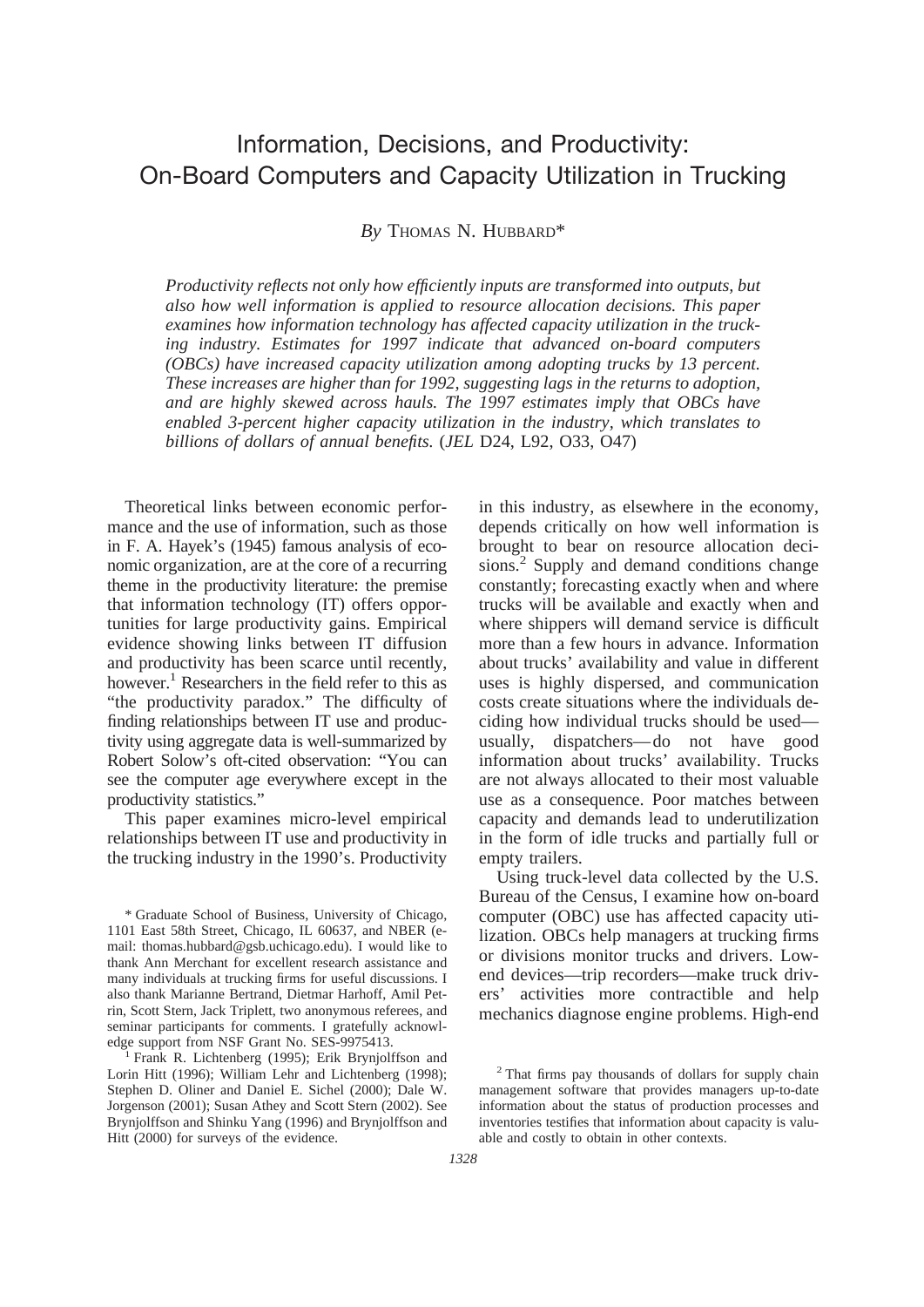# Information, Decisions, and Productivity: On-Board Computers and Capacity Utilization in Trucking

*By* THOMAS N. HUBBARD*

*Productivity reflects not only how efficiently inputs are transformed into outputs, but also how well information is applied to resource allocation decisions. This paper examines how information technology has affected capacity utilization in the trucking industry. Estimates for 1997 indicate that advanced on-board computers (OBCs) have increased capacity utilization among adopting trucks by 13 percent. These increases are higher than for 1992, suggesting lags in the returns to adoption, and are highly skewed across hauls. The 1997 estimates imply that OBCs have enabled 3-percent higher capacity utilization in the industry, which translates to billions of dollars of annual benefits.* (*JEL* D24, L92, O33, O47)

Theoretical links between economic performance and the use of information, such as those in F. A. Hayek's (1945) famous analysis of economic organization, are at the core of a recurring theme in the productivity literature: the premise that information technology (IT) offers opportunities for large productivity gains. Empirical evidence showing links between IT diffusion and productivity has been scarce until recently, however.[1] Researchers in the field refer to this as "the productivity paradox." The difficulty of finding relationships between IT use and productivity using aggregate data is well-summarized by Robert Solow's oft-cited observation: "You can see the computer age everywhere except in the productivity statistics."

This paper examines micro-level empirical relationships between IT use and productivity in the trucking industry in the 1990's. Productivity in this industry, as elsewhere in the economy, depends critically on how well information is brought to bear on resource allocation decisions.[2] Supply and demand conditions change constantly; forecasting exactly when and where trucks will be available and exactly when and where shippers will demand service is difficult more than a few hours in advance. Information about trucks' availability and value in different uses is highly dispersed, and communication costs create situations where the individuals deciding how individual trucks should be used—usually, dispatchers—do not have good information about trucks' availability. Trucks are not always allocated to their most valuable use as a consequence. Poor matches between capacity and demands lead to underutilization in the form of idle trucks and partially full or empty trailers.

Using truck-level data collected by the U.S. Bureau of the Census, I examine how on-board computer (OBC) use has affected capacity utilization. OBCs help managers at trucking firms or divisions monitor trucks and drivers. Low-end devices—trip recorders—make truck drivers' activities more contractible and help mechanics diagnose engine problems. High-end

---

* Graduate School of Business, University of Chicago, 1101 East 58th Street, Chicago, IL 60637, and NBER (e-mail: thomas.hubbard@gsb.uchicago.edu). I would like to thank Ann Merchant for excellent research assistance and many individuals at trucking firms for useful discussions. I also thank Marianne Bertrand, Dietmar Harhoff, Amil Petrin, Scott Stern, Jack Triplett, two anonymous referees, and seminar participants for comments. I gratefully acknowledge support from NSF Grant No. SES-9975413.

[1] Frank R. Lichtenberg (1995); Erik Brynjolfsson and Lorin Hitt (1996); William Lehr and Lichtenberg (1998); Stephen D. Oliner and Daniel E. Sichel (2000); Dale W. Jorgenson (2001); Susan Athey and Scott Stern (2002). See Brynjolfsson and Shinku Yang (1996) and Brynjolfsson and Hitt (2000) for surveys of the evidence.

[2] That firms pay thousands of dollars for supply chain management software that provides managers up-to-date information about the status of production processes and inventories testifies that information about capacity is valuable and costly to obtain in other contexts.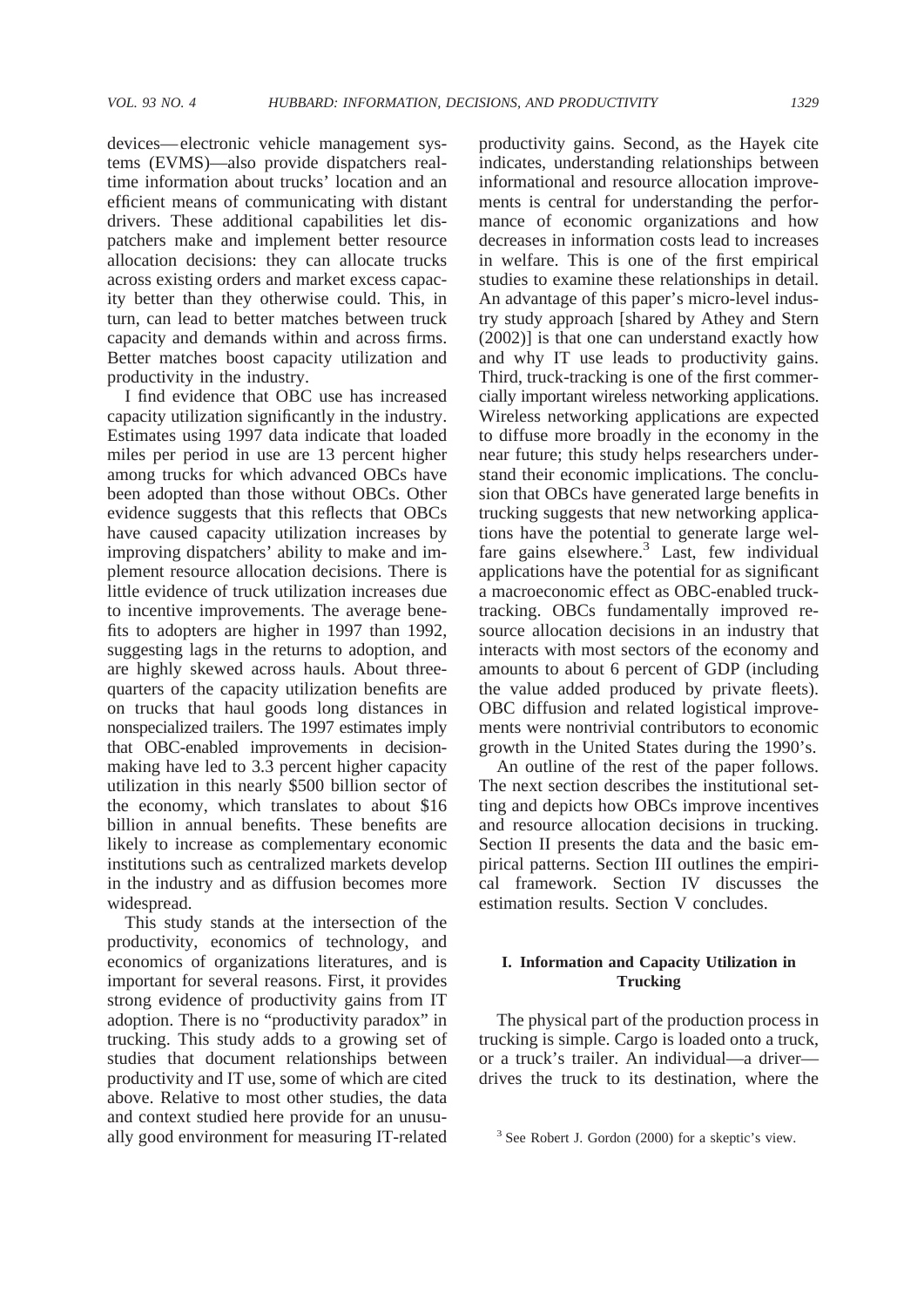devices—electronic vehicle management systems (EVMS)—also provide dispatchers real-time information about trucks' location and an efficient means of communicating with distant drivers. These additional capabilities let dispatchers make and implement better resource allocation decisions: they can allocate trucks across existing orders and market excess capacity better than they otherwise could. This, in turn, can lead to better matches between truck capacity and demands within and across firms. Better matches boost capacity utilization and productivity in the industry.

I find evidence that OBC use has increased capacity utilization significantly in the industry. Estimates using 1997 data indicate that loaded miles per period in use are 13 percent higher among trucks for which advanced OBCs have been adopted than those without OBCs. Other evidence suggests that this reflects that OBCs have caused capacity utilization increases by improving dispatchers' ability to make and implement resource allocation decisions. There is little evidence of truck utilization increases due to incentive improvements. The average benefits to adopters are higher in 1997 than 1992, suggesting lags in the returns to adoption, and are highly skewed across hauls. About three-quarters of the capacity utilization benefits are on trucks that haul goods long distances in nonspecialized trailers. The 1997 estimates imply that OBC-enabled improvements in decision-making have led to 3.3 percent higher capacity utilization in this nearly \$500 billion sector of the economy, which translates to about \$16 billion in annual benefits. These benefits are likely to increase as complementary economic institutions such as centralized markets develop in the industry and as diffusion becomes more widespread.

This study stands at the intersection of the productivity, economics of technology, and economics of organizations literatures, and is important for several reasons. First, it provides strong evidence of productivity gains from IT adoption. There is no "productivity paradox" in trucking. This study adds to a growing set of studies that document relationships between productivity and IT use, some of which are cited above. Relative to most other studies, the data and context studied here provide for an unusually good environment for measuring IT-related productivity gains. Second, as the Hayek cite indicates, understanding relationships between informational and resource allocation improvements is central for understanding the performance of economic organizations and how decreases in information costs lead to increases in welfare. This is one of the first empirical studies to examine these relationships in detail. An advantage of this paper's micro-level industry study approach [shared by Athey and Stern (2002)] is that one can understand exactly how and why IT use leads to productivity gains. Third, truck-tracking is one of the first commercially important wireless networking applications. Wireless networking applications are expected to diffuse more broadly in the economy in the near future; this study helps researchers understand their economic implications. The conclusion that OBCs have generated large benefits in trucking suggests that new networking applications have the potential to generate large welfare gains elsewhere.[3] Last, few individual applications have the potential for as significant a macroeconomic effect as OBC-enabled truck-tracking. OBCs fundamentally improved resource allocation decisions in an industry that interacts with most sectors of the economy and amounts to about 6 percent of GDP (including the value added produced by private fleets). OBC diffusion and related logistical improvements were nontrivial contributors to economic growth in the United States during the 1990's.

An outline of the rest of the paper follows. The next section describes the institutional setting and depicts how OBCs improve incentives and resource allocation decisions in trucking. Section II presents the data and the basic empirical patterns. Section III outlines the empirical framework. Section IV discusses the estimation results. Section V concludes.

## I. Information and Capacity Utilization in Trucking

The physical part of the production process in trucking is simple. Cargo is loaded onto a truck, or a truck's trailer. An individual—a driver—drives the truck to its destination, where the

[3] See Robert J. Gordon (2000) for a skeptic's view.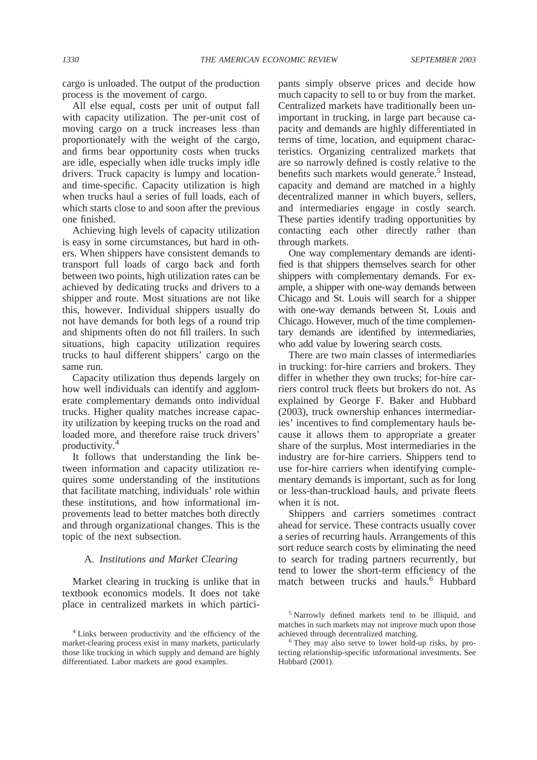cargo is unloaded. The output of the production process is the movement of cargo.

All else equal, costs per unit of output fall with capacity utilization. The per-unit cost of moving cargo on a truck increases less than proportionately with the weight of the cargo, and firms bear opportunity costs when trucks are idle, especially when idle trucks imply idle drivers. Truck capacity is lumpy and location- and time-specific. Capacity utilization is high when trucks haul a series of full loads, each of which starts close to and soon after the previous one finished.

Achieving high levels of capacity utilization is easy in some circumstances, but hard in others. When shippers have consistent demands to transport full loads of cargo back and forth between two points, high utilization rates can be achieved by dedicating trucks and drivers to a shipper and route. Most situations are not like this, however. Individual shippers usually do not have demands for both legs of a round trip and shipments often do not fill trailers. In such situations, high capacity utilization requires trucks to haul different shippers' cargo on the same run.

Capacity utilization thus depends largely on how well individuals can identify and agglomerate complementary demands onto individual trucks. Higher quality matches increase capacity utilization by keeping trucks on the road and loaded more, and therefore raise truck drivers' productivity.[4]

It follows that understanding the link between information and capacity utilization requires some understanding of the institutions that facilitate matching, individuals' role within these institutions, and how informational improvements lead to better matches both directly and through organizational changes. This is the topic of the next subsection.

### A. *Institutions and Market Clearing*

Market clearing in trucking is unlike that in textbook economics models. It does not take place in centralized markets in which participants simply observe prices and decide how much capacity to sell to or buy from the market. Centralized markets have traditionally been unimportant in trucking, in large part because capacity and demands are highly differentiated in terms of time, location, and equipment characteristics. Organizing centralized markets that are so narrowly defined is costly relative to the benefits such markets would generate.[5] Instead, capacity and demand are matched in a highly decentralized manner in which buyers, sellers, and intermediaries engage in costly search. These parties identify trading opportunities by contacting each other directly rather than through markets.

One way complementary demands are identified is that shippers themselves search for other shippers with complementary demands. For example, a shipper with one-way demands between Chicago and St. Louis will search for a shipper with one-way demands between St. Louis and Chicago. However, much of the time complementary demands are identified by intermediaries, who add value by lowering search costs.

There are two main classes of intermediaries in trucking: for-hire carriers and brokers. They differ in whether they own trucks; for-hire carriers control truck fleets but brokers do not. As explained by George F. Baker and Hubbard (2003), truck ownership enhances intermediaries' incentives to find complementary hauls because it allows them to appropriate a greater share of the surplus. Most intermediaries in the industry are for-hire carriers. Shippers tend to use for-hire carriers when identifying complementary demands is important, such as for long or less-than-truckload hauls, and private fleets when it is not.

Shippers and carriers sometimes contract ahead for service. These contracts usually cover a series of recurring hauls. Arrangements of this sort reduce search costs by eliminating the need to search for trading partners recurrently, but tend to lower the short-term efficiency of the match between trucks and hauls.[6] Hubbard

---

[4] Links between productivity and the efficiency of the market-clearing process exist in many markets, particularly those like trucking in which supply and demand are highly differentiated. Labor markets are good examples.

[5] Narrowly defined markets tend to be illiquid, and matches in such markets may not improve much upon those achieved through decentralized matching.

[6] They may also serve to lower hold-up risks, by protecting relationship-specific informational investments. See Hubbard (2001).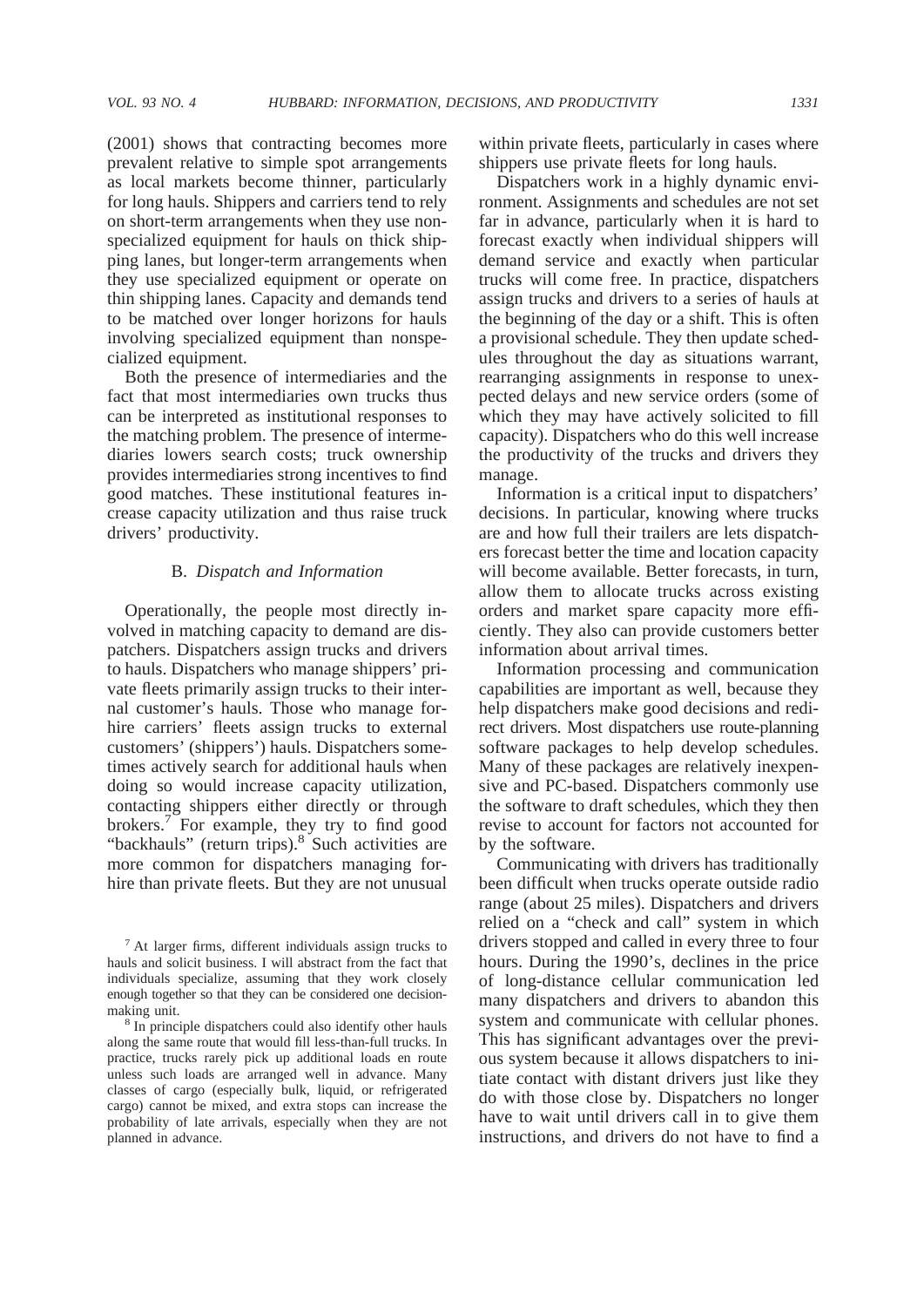(2001) shows that contracting becomes more prevalent relative to simple spot arrangements as local markets become thinner, particularly for long hauls. Shippers and carriers tend to rely on short-term arrangements when they use non-specialized equipment for hauls on thick shipping lanes, but longer-term arrangements when they use specialized equipment or operate on thin shipping lanes. Capacity and demands tend to be matched over longer horizons for hauls involving specialized equipment than nonspecialized equipment.

Both the presence of intermediaries and the fact that most intermediaries own trucks thus can be interpreted as institutional responses to the matching problem. The presence of intermediaries lowers search costs; truck ownership provides intermediaries strong incentives to find good matches. These institutional features increase capacity utilization and thus raise truck drivers' productivity.

### B. *Dispatch and Information*

Operationally, the people most directly involved in matching capacity to demand are dispatchers. Dispatchers assign trucks and drivers to hauls. Dispatchers who manage shippers' private fleets primarily assign trucks to their internal customer's hauls. Those who manage for-hire carriers' fleets assign trucks to external customers' (shippers') hauls. Dispatchers sometimes actively search for additional hauls when doing so would increase capacity utilization, contacting shippers either directly or through brokers.[7] For example, they try to find good "backhauls" (return trips).[8] Such activities are more common for dispatchers managing for-hire than private fleets. But they are not unusual within private fleets, particularly in cases where shippers use private fleets for long hauls.

Dispatchers work in a highly dynamic environment. Assignments and schedules are not set far in advance, particularly when it is hard to forecast exactly when individual shippers will demand service and exactly when particular trucks will come free. In practice, dispatchers assign trucks and drivers to a series of hauls at the beginning of the day or a shift. This is often a provisional schedule. They then update schedules throughout the day as situations warrant, rearranging assignments in response to unexpected delays and new service orders (some of which they may have actively solicited to fill capacity). Dispatchers who do this well increase the productivity of the trucks and drivers they manage.

Information is a critical input to dispatchers' decisions. In particular, knowing where trucks are and how full their trailers are lets dispatchers forecast better the time and location capacity will become available. Better forecasts, in turn, allow them to allocate trucks across existing orders and market spare capacity more efficiently. They also can provide customers better information about arrival times.

Information processing and communication capabilities are important as well, because they help dispatchers make good decisions and redirect drivers. Most dispatchers use route-planning software packages to help develop schedules. Many of these packages are relatively inexpensive and PC-based. Dispatchers commonly use the software to draft schedules, which they then revise to account for factors not accounted for by the software.

Communicating with drivers has traditionally been difficult when trucks operate outside radio range (about 25 miles). Dispatchers and drivers relied on a "check and call" system in which drivers stopped and called in every three to four hours. During the 1990's, declines in the price of long-distance cellular communication led many dispatchers and drivers to abandon this system and communicate with cellular phones. This has significant advantages over the previous system because it allows dispatchers to initiate contact with distant drivers just like they do with those close by. Dispatchers no longer have to wait until drivers call in to give them instructions, and drivers do not have to find a

[7] At larger firms, different individuals assign trucks to hauls and solicit business. I will abstract from the fact that individuals specialize, assuming that they work closely enough together so that they can be considered one decision-making unit.

[8] In principle dispatchers could also identify other hauls along the same route that would fill less-than-full trucks. In practice, trucks rarely pick up additional loads en route unless such loads are arranged well in advance. Many classes of cargo (especially bulk, liquid, or refrigerated cargo) cannot be mixed, and extra stops can increase the probability of late arrivals, especially when they are not planned in advance.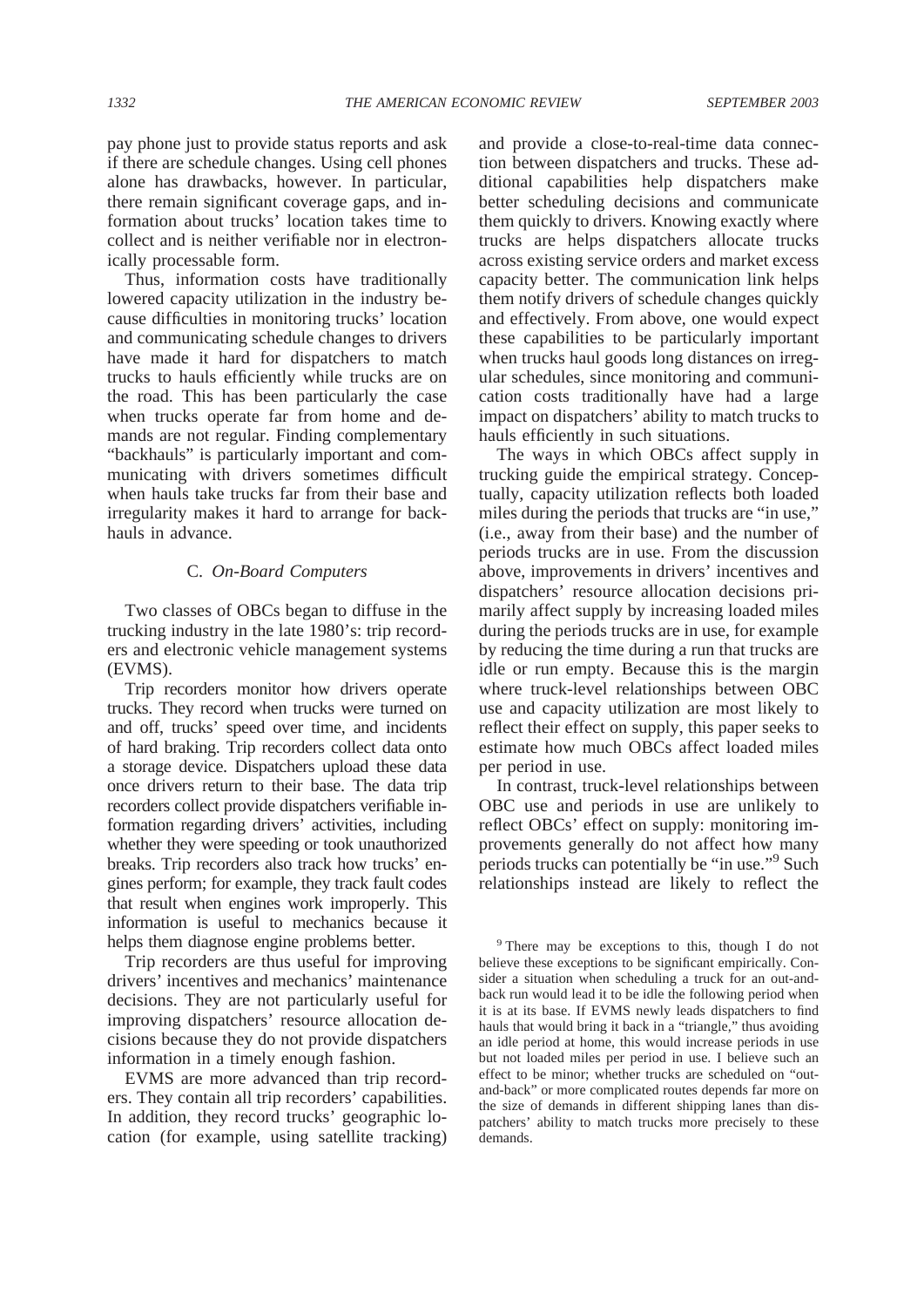pay phone just to provide status reports and ask if there are schedule changes. Using cell phones alone has drawbacks, however. In particular, there remain significant coverage gaps, and information about trucks' location takes time to collect and is neither verifiable nor in electronically processable form.

Thus, information costs have traditionally lowered capacity utilization in the industry because difficulties in monitoring trucks' location and communicating schedule changes to drivers have made it hard for dispatchers to match trucks to hauls efficiently while trucks are on the road. This has been particularly the case when trucks operate far from home and demands are not regular. Finding complementary "backhauls" is particularly important and communicating with drivers sometimes difficult when hauls take trucks far from their base and irregularity makes it hard to arrange for backhauls in advance.

### C. *On-Board Computers*

Two classes of OBCs began to diffuse in the trucking industry in the late 1980's: trip recorders and electronic vehicle management systems (EVMS).

Trip recorders monitor how drivers operate trucks. They record when trucks were turned on and off, trucks' speed over time, and incidents of hard braking. Trip recorders collect data onto a storage device. Dispatchers upload these data once drivers return to their base. The data trip recorders collect provide dispatchers verifiable information regarding drivers' activities, including whether they were speeding or took unauthorized breaks. Trip recorders also track how trucks' engines perform; for example, they track fault codes that result when engines work improperly. This information is useful to mechanics because it helps them diagnose engine problems better.

Trip recorders are thus useful for improving drivers' incentives and mechanics' maintenance decisions. They are not particularly useful for improving dispatchers' resource allocation decisions because they do not provide dispatchers information in a timely enough fashion.

EVMS are more advanced than trip recorders. They contain all trip recorders' capabilities. In addition, they record trucks' geographic location (for example, using satellite tracking) and provide a close-to-real-time data connection between dispatchers and trucks. These additional capabilities help dispatchers make better scheduling decisions and communicate them quickly to drivers. Knowing exactly where trucks are helps dispatchers allocate trucks across existing service orders and market excess capacity better. The communication link helps them notify drivers of schedule changes quickly and effectively. From above, one would expect these capabilities to be particularly important when trucks haul goods long distances on irregular schedules, since monitoring and communication costs traditionally have had a large impact on dispatchers' ability to match trucks to hauls efficiently in such situations.

The ways in which OBCs affect supply in trucking guide the empirical strategy. Conceptually, capacity utilization reflects both loaded miles during the periods that trucks are "in use," (i.e., away from their base) and the number of periods trucks are in use. From the discussion above, improvements in drivers' incentives and dispatchers' resource allocation decisions primarily affect supply by increasing loaded miles during the periods trucks are in use, for example by reducing the time during a run that trucks are idle or run empty. Because this is the margin where truck-level relationships between OBC use and capacity utilization are most likely to reflect their effect on supply, this paper seeks to estimate how much OBCs affect loaded miles per period in use.

In contrast, truck-level relationships between OBC use and periods in use are unlikely to reflect OBCs' effect on supply: monitoring improvements generally do not affect how many periods trucks can potentially be "in use."[9] Such relationships instead are likely to reflect the

[9] There may be exceptions to this, though I do not believe these exceptions to be significant empirically. Consider a situation when scheduling a truck for an out-and-back run would lead it to be idle the following period when it is at its base. If EVMS newly leads dispatchers to find hauls that would bring it back in a "triangle," thus avoiding an idle period at home, this would increase periods in use but not loaded miles per period in use. I believe such an effect to be minor; whether trucks are scheduled on "out-and-back" or more complicated routes depends far more on the size of demands in different shipping lanes than dispatchers' ability to match trucks more precisely to these demands.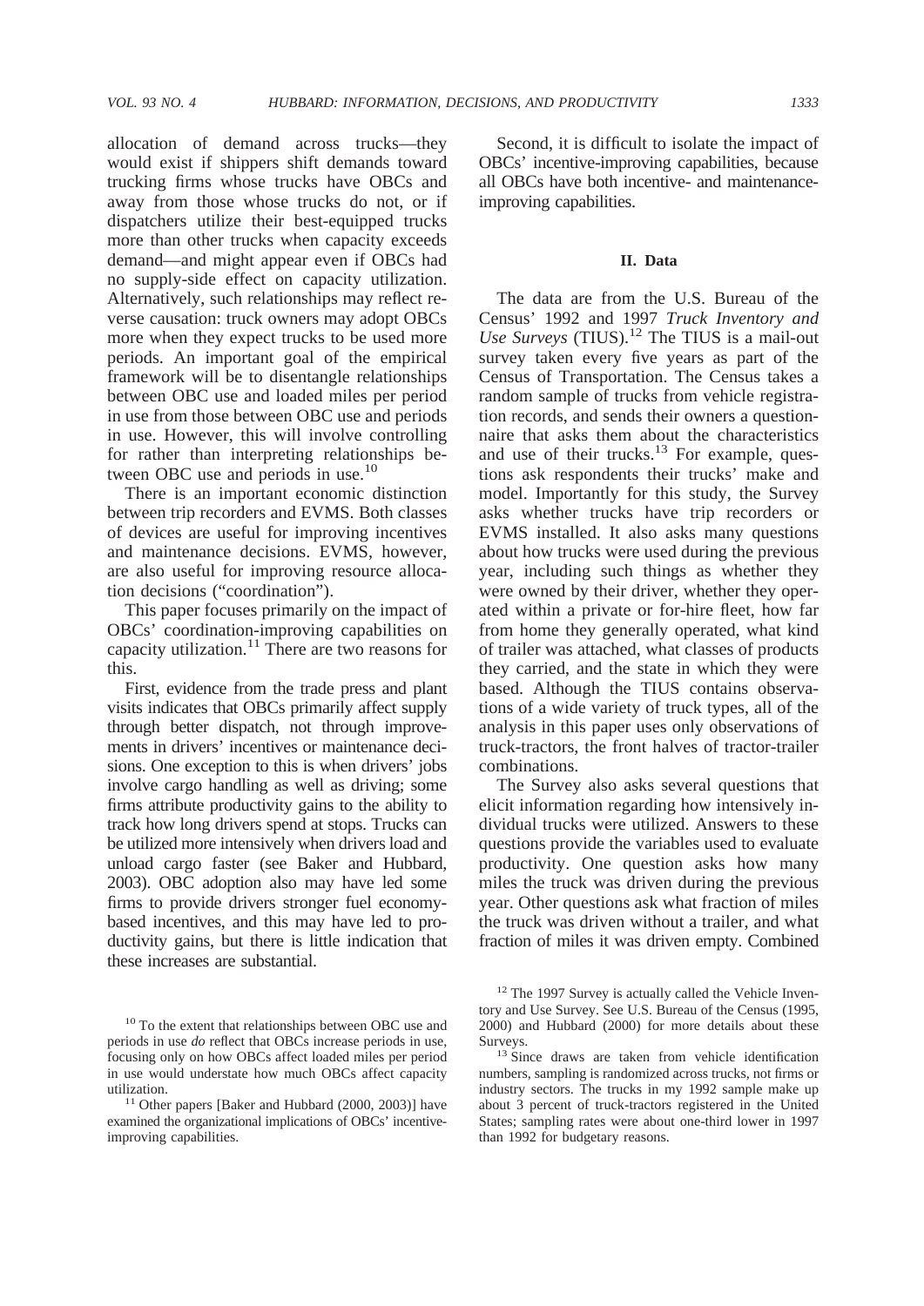allocation of demand across trucks—they would exist if shippers shift demands toward trucking firms whose trucks have OBCs and away from those whose trucks do not, or if dispatchers utilize their best-equipped trucks more than other trucks when capacity exceeds demand—and might appear even if OBCs had no supply-side effect on capacity utilization. Alternatively, such relationships may reflect reverse causation: truck owners may adopt OBCs more when they expect trucks to be used more periods. An important goal of the empirical framework will be to disentangle relationships between OBC use and loaded miles per period in use from those between OBC use and periods in use. However, this will involve controlling for rather than interpreting relationships between OBC use and periods in use.[10]

There is an important economic distinction between trip recorders and EVMS. Both classes of devices are useful for improving incentives and maintenance decisions. EVMS, however, are also useful for improving resource allocation decisions ("coordination").

This paper focuses primarily on the impact of OBCs' coordination-improving capabilities on capacity utilization.[11] There are two reasons for this.

First, evidence from the trade press and plant visits indicates that OBCs primarily affect supply through better dispatch, not through improvements in drivers' incentives or maintenance decisions. One exception to this is when drivers' jobs involve cargo handling as well as driving; some firms attribute productivity gains to the ability to track how long drivers spend at stops. Trucks can be utilized more intensively when drivers load and unload cargo faster (see Baker and Hubbard, 2003). OBC adoption also may have led some firms to provide drivers stronger fuel economy-based incentives, and this may have led to productivity gains, but there is little indication that these increases are substantial.

Second, it is difficult to isolate the impact of OBCs' incentive-improving capabilities, because all OBCs have both incentive- and maintenance-improving capabilities.

## II. Data

The data are from the U.S. Bureau of the Census' 1992 and 1997 *Truck Inventory and Use Surveys* (TIUS).[12] The TIUS is a mail-out survey taken every five years as part of the Census of Transportation. The Census takes a random sample of trucks from vehicle registration records, and sends their owners a questionnaire that asks them about the characteristics and use of their trucks.[13] For example, questions ask respondents their trucks' make and model. Importantly for this study, the Survey asks whether trucks have trip recorders or EVMS installed. It also asks many questions about how trucks were used during the previous year, including such things as whether they were owned by their driver, whether they operated within a private or for-hire fleet, how far from home they generally operated, what kind of trailer was attached, what classes of products they carried, and the state in which they were based. Although the TIUS contains observations of a wide variety of truck types, all of the analysis in this paper uses only observations of truck-tractors, the front halves of tractor-trailer combinations.

The Survey also asks several questions that elicit information regarding how intensively individual trucks were utilized. Answers to these questions provide the variables used to evaluate productivity. One question asks how many miles the truck was driven during the previous year. Other questions ask what fraction of miles the truck was driven without a trailer, and what fraction of miles it was driven empty. Combined

---

[10] To the extent that relationships between OBC use and periods in use *do* reflect that OBCs increase periods in use, focusing only on how OBCs affect loaded miles per period in use would understate how much OBCs affect capacity utilization.

[11] Other papers [Baker and Hubbard (2000, 2003)] have examined the organizational implications of OBCs' incentive-improving capabilities.

[12] The 1997 Survey is actually called the Vehicle Inventory and Use Survey. See U.S. Bureau of the Census (1995, 2000) and Hubbard (2000) for more details about these Surveys.

[13] Since draws are taken from vehicle identification numbers, sampling is randomized across trucks, not firms or industry sectors. The trucks in my 1992 sample make up about 3 percent of truck-tractors registered in the United States; sampling rates were about one-third lower in 1997 than 1992 for budgetary reasons.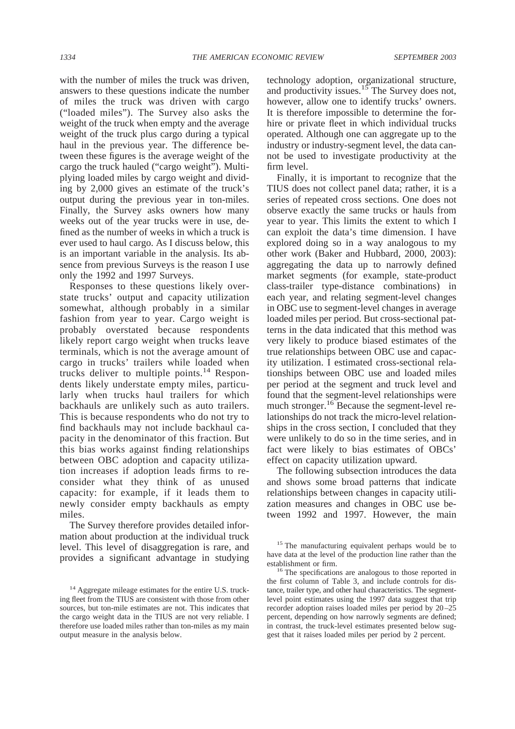with the number of miles the truck was driven, answers to these questions indicate the number of miles the truck was driven with cargo ("loaded miles"). The Survey also asks the weight of the truck when empty and the average weight of the truck plus cargo during a typical haul in the previous year. The difference between these figures is the average weight of the cargo the truck hauled ("cargo weight"). Multiplying loaded miles by cargo weight and dividing by 2,000 gives an estimate of the truck's output during the previous year in ton-miles. Finally, the Survey asks owners how many weeks out of the year trucks were in use, defined as the number of weeks in which a truck is ever used to haul cargo. As I discuss below, this is an important variable in the analysis. Its absence from previous Surveys is the reason I use only the 1992 and 1997 Surveys.

Responses to these questions likely overstate trucks' output and capacity utilization somewhat, although probably in a similar fashion from year to year. Cargo weight is probably overstated because respondents likely report cargo weight when trucks leave terminals, which is not the average amount of cargo in trucks' trailers while loaded when trucks deliver to multiple points.[14] Respondents likely understate empty miles, particularly when trucks haul trailers for which backhauls are unlikely such as auto trailers. This is because respondents who do not try to find backhauls may not include backhaul capacity in the denominator of this fraction. But this bias works against finding relationships between OBC adoption and capacity utilization increases if adoption leads firms to reconsider what they think of as unused capacity: for example, if it leads them to newly consider empty backhauls as empty miles.

The Survey therefore provides detailed information about production at the individual truck level. This level of disaggregation is rare, and provides a significant advantage in studying technology adoption, organizational structure, and productivity issues.[15] The Survey does not, however, allow one to identify trucks' owners. It is therefore impossible to determine the for-hire or private fleet in which individual trucks operated. Although one can aggregate up to the industry or industry-segment level, the data cannot be used to investigate productivity at the firm level.

Finally, it is important to recognize that the TIUS does not collect panel data; rather, it is a series of repeated cross sections. One does not observe exactly the same trucks or hauls from year to year. This limits the extent to which I can exploit the data's time dimension. I have explored doing so in a way analogous to my other work (Baker and Hubbard, 2000, 2003): aggregating the data up to narrowly defined market segments (for example, state-product class-trailer type-distance combinations) in each year, and relating segment-level changes in OBC use to segment-level changes in average loaded miles per period. But cross-sectional patterns in the data indicated that this method was very likely to produce biased estimates of the true relationships between OBC use and capacity utilization. I estimated cross-sectional relationships between OBC use and loaded miles per period at the segment and truck level and found that the segment-level relationships were much stronger.[16] Because the segment-level relationships do not track the micro-level relationships in the cross section, I concluded that they were unlikely to do so in the time series, and in fact were likely to bias estimates of OBCs' effect on capacity utilization upward.

The following subsection introduces the data and shows some broad patterns that indicate relationships between changes in capacity utilization measures and changes in OBC use between 1992 and 1997. However, the main

[14] Aggregate mileage estimates for the entire U.S. trucking fleet from the TIUS are consistent with those from other sources, but ton-mile estimates are not. This indicates that the cargo weight data in the TIUS are not very reliable. I therefore use loaded miles rather than ton-miles as my main output measure in the analysis below.

[15] The manufacturing equivalent perhaps would be to have data at the level of the production line rather than the establishment or firm.

[16] The specifications are analogous to those reported in the first column of Table 3, and include controls for distance, trailer type, and other haul characteristics. The segment-level point estimates using the 1997 data suggest that trip recorder adoption raises loaded miles per period by 20–25 percent, depending on how narrowly segments are defined; in contrast, the truck-level estimates presented below suggest that it raises loaded miles per period by 2 percent.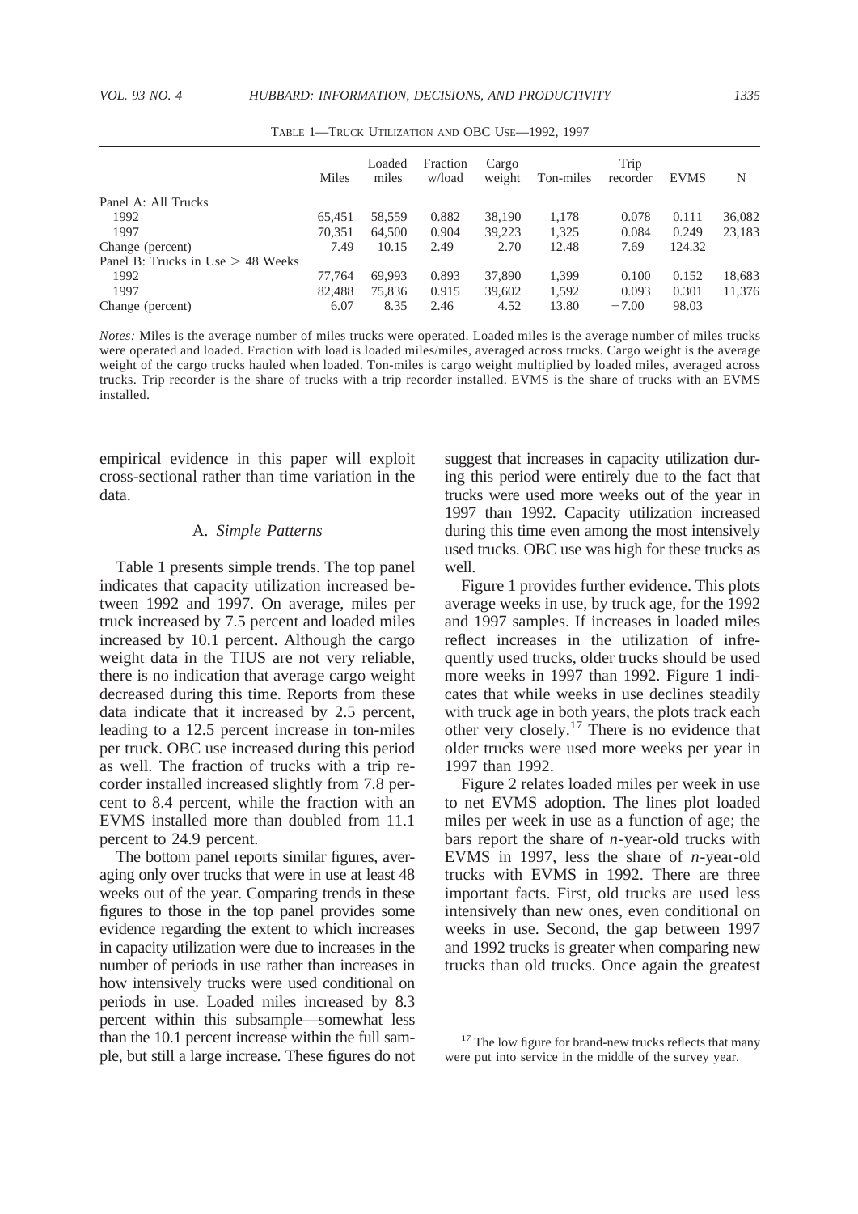TABLE 1—TRUCK UTILIZATION AND OBC USE—1992, 1997

| | Miles | Loaded miles | Fraction w/load | Cargo weight | Ton-miles | Trip recorder | EVMS | N |
|---|---|---|---|---|---|---|---|---|
| Panel A: All Trucks | | | | | | | | |
| 1992 | 65,451 | 58,559 | 0.882 | 38,190 | 1,178 | 0.078 | 0.111 | 36,082 |
| 1997 | 70,351 | 64,500 | 0.904 | 39,223 | 1,325 | 0.084 | 0.249 | 23,183 |
| Change (percent) | 7.49 | 10.15 | 2.49 | 2.70 | 12.48 | 7.69 | 124.32 | |
| Panel B: Trucks in Use > 48 Weeks | | | | | | | | |
| 1992 | 77,764 | 69,993 | 0.893 | 37,890 | 1,399 | 0.100 | 0.152 | 18,683 |
| 1997 | 82,488 | 75,836 | 0.915 | 39,602 | 1,592 | 0.093 | 0.301 | 11,376 |
| Change (percent) | 6.07 | 8.35 | 2.46 | 4.52 | 13.80 | −7.00 | 98.03 | |

*Notes:* Miles is the average number of miles trucks were operated. Loaded miles is the average number of miles trucks were operated and loaded. Fraction with load is loaded miles/miles, averaged across trucks. Cargo weight is the average weight of the cargo trucks hauled when loaded. Ton-miles is cargo weight multiplied by loaded miles, averaged across trucks. Trip recorder is the share of trucks with a trip recorder installed. EVMS is the share of trucks with an EVMS installed.

empirical evidence in this paper will exploit cross-sectional rather than time variation in the data.

### A. *Simple Patterns*

Table 1 presents simple trends. The top panel indicates that capacity utilization increased between 1992 and 1997. On average, miles per truck increased by 7.5 percent and loaded miles increased by 10.1 percent. Although the cargo weight data in the TIUS are not very reliable, there is no indication that average cargo weight decreased during this time. Reports from these data indicate that it increased by 2.5 percent, leading to a 12.5 percent increase in ton-miles per truck. OBC use increased during this period as well. The fraction of trucks with a trip recorder installed increased slightly from 7.8 percent to 8.4 percent, while the fraction with an EVMS installed more than doubled from 11.1 percent to 24.9 percent.

The bottom panel reports similar figures, averaging only over trucks that were in use at least 48 weeks out of the year. Comparing trends in these figures to those in the top panel provides some evidence regarding the extent to which increases in capacity utilization were due to increases in the number of periods in use rather than increases in how intensively trucks were used conditional on periods in use. Loaded miles increased by 8.3 percent within this subsample—somewhat less than the 10.1 percent increase within the full sample, but still a large increase. These figures do not suggest that increases in capacity utilization during this period were entirely due to the fact that trucks were used more weeks out of the year in 1997 than 1992. Capacity utilization increased during this time even among the most intensively used trucks. OBC use was high for these trucks as well.

Figure 1 provides further evidence. This plots average weeks in use, by truck age, for the 1992 and 1997 samples. If increases in loaded miles reflect increases in the utilization of infrequently used trucks, older trucks should be used more weeks in 1997 than 1992. Figure 1 indicates that while weeks in use declines steadily with truck age in both years, the plots track each other very closely.[17] There is no evidence that older trucks were used more weeks per year in 1997 than 1992.

Figure 2 relates loaded miles per week in use to net EVMS adoption. The lines plot loaded miles per week in use as a function of age; the bars report the share of *n*-year-old trucks with EVMS in 1997, less the share of *n*-year-old trucks with EVMS in 1992. There are three important facts. First, old trucks are used less intensively than new ones, even conditional on weeks in use. Second, the gap between 1997 and 1992 trucks is greater when comparing new trucks than old trucks. Once again the greatest

[17] The low figure for brand-new trucks reflects that many were put into service in the middle of the survey year.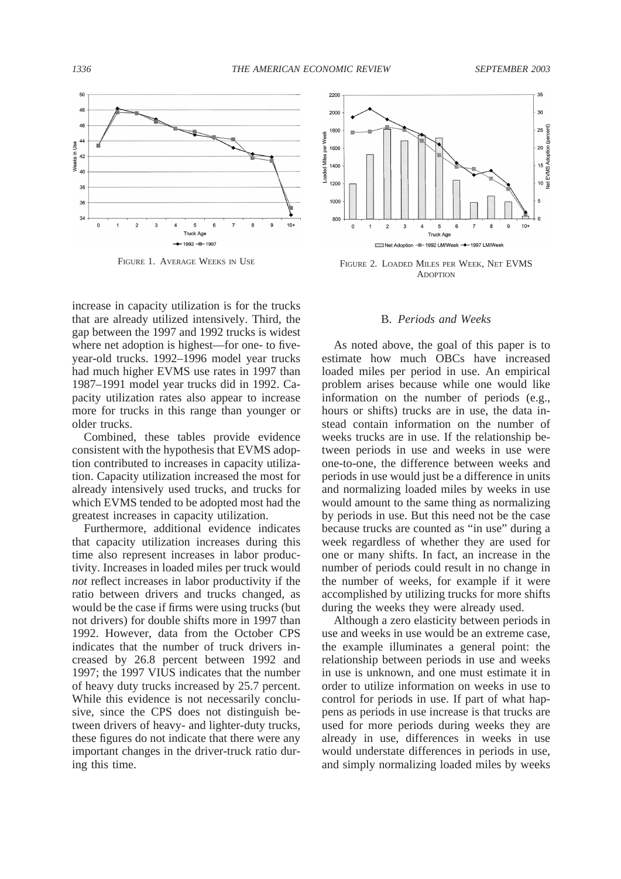FIGURE 1. AVERAGE WEEKS IN USE

FIGURE 2. LOADED MILES PER WEEK, NET EVMS ADOPTION

increase in capacity utilization is for the trucks that are already utilized intensively. Third, the gap between the 1997 and 1992 trucks is widest where net adoption is highest—for one- to five-year-old trucks. 1992–1996 model year trucks had much higher EVMS use rates in 1997 than 1987–1991 model year trucks did in 1992. Capacity utilization rates also appear to increase more for trucks in this range than younger or older trucks.

Combined, these tables provide evidence consistent with the hypothesis that EVMS adoption contributed to increases in capacity utilization. Capacity utilization increased the most for already intensively used trucks, and trucks for which EVMS tended to be adopted most had the greatest increases in capacity utilization.

Furthermore, additional evidence indicates that capacity utilization increases during this time also represent increases in labor productivity. Increases in loaded miles per truck would *not* reflect increases in labor productivity if the ratio between drivers and trucks changed, as would be the case if firms were using trucks (but not drivers) for double shifts more in 1997 than 1992. However, data from the October CPS indicates that the number of truck drivers increased by 26.8 percent between 1992 and 1997; the 1997 VIUS indicates that the number of heavy duty trucks increased by 25.7 percent. While this evidence is not necessarily conclusive, since the CPS does not distinguish between drivers of heavy- and lighter-duty trucks, these figures do not indicate that there were any important changes in the driver-truck ratio during this time.

### B. *Periods and Weeks*

As noted above, the goal of this paper is to estimate how much OBCs have increased loaded miles per period in use. An empirical problem arises because while one would like information on the number of periods (e.g., hours or shifts) trucks are in use, the data instead contain information on the number of weeks trucks are in use. If the relationship between periods in use and weeks in use were one-to-one, the difference between weeks and periods in use would just be a difference in units and normalizing loaded miles by weeks in use would amount to the same thing as normalizing by periods in use. But this need not be the case because trucks are counted as "in use" during a week regardless of whether they are used for one or many shifts. In fact, an increase in the number of periods could result in no change in the number of weeks, for example if it were accomplished by utilizing trucks for more shifts during the weeks they were already used.

Although a zero elasticity between periods in use and weeks in use would be an extreme case, the example illuminates a general point: the relationship between periods in use and weeks in use is unknown, and one must estimate it in order to utilize information on weeks in use to control for periods in use. If part of what happens as periods in use increase is that trucks are used for more periods during weeks they are already in use, differences in weeks in use would understate differences in periods in use, and simply normalizing loaded miles by weeks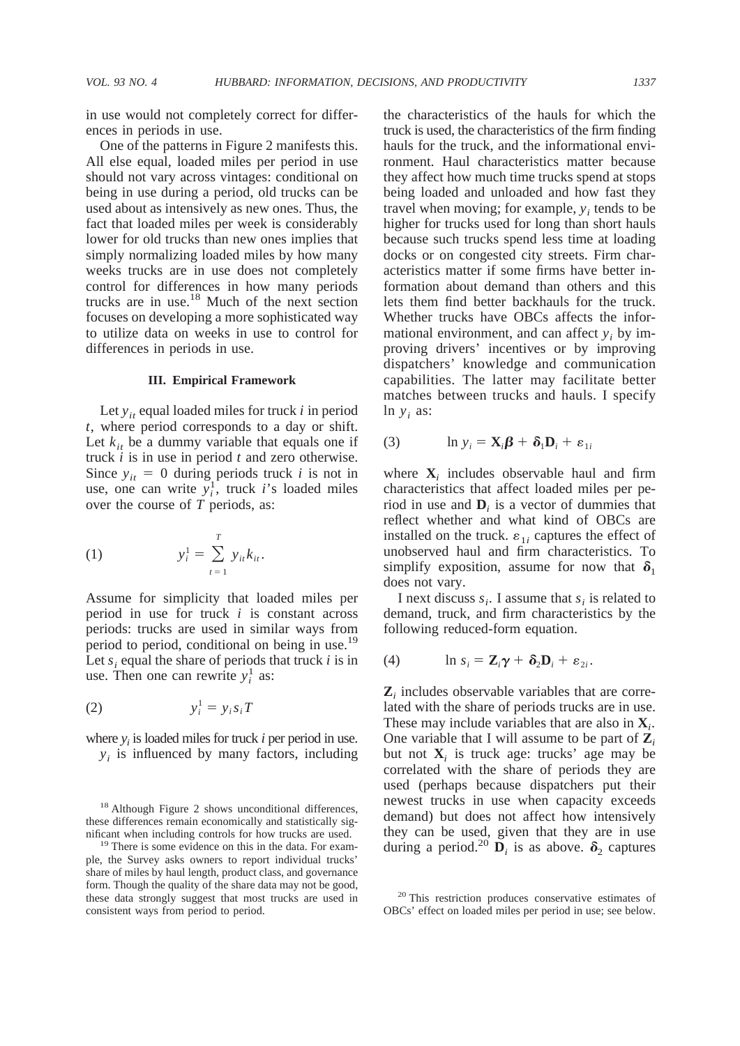in use would not completely correct for differences in periods in use.

One of the patterns in Figure 2 manifests this. All else equal, loaded miles per period in use should not vary across vintages: conditional on being in use during a period, old trucks can be used about as intensively as new ones. Thus, the fact that loaded miles per week is considerably lower for old trucks than new ones implies that simply normalizing loaded miles by how many weeks trucks are in use does not completely control for differences in how many periods trucks are in use.[18] Much of the next section focuses on developing a more sophisticated way to utilize data on weeks in use to control for differences in periods in use.

## III. Empirical Framework

Let $y_{it}$ equal loaded miles for truck $i$ in period $t$, where period corresponds to a day or shift. Let $k_{it}$ be a dummy variable that equals one if truck $i$ is in use in period $t$ and zero otherwise. Since $y_{it} = 0$ during periods truck $i$ is not in use, one can write $y_i^1$, truck $i$'s loaded miles over the course of $T$ periods, as:

$$(1) \qquad y_i^1 = \sum_{t=1}^{T} y_{it} k_{it}.$$

Assume for simplicity that loaded miles per period in use for truck $i$ is constant across periods: trucks are used in similar ways from period to period, conditional on being in use.[19] Let $s_i$ equal the share of periods that truck $i$ is in use. Then one can rewrite $y_i^1$ as:

$$(2) \qquad y_i^1 = y_i s_i T$$

where $y_i$ is loaded miles for truck $i$ per period in use.

$y_i$ is influenced by many factors, including the characteristics of the hauls for which the truck is used, the characteristics of the firm finding hauls for the truck, and the informational environment. Haul characteristics matter because they affect how much time trucks spend at stops being loaded and unloaded and how fast they travel when moving; for example, $y_i$ tends to be higher for trucks used for long than short hauls because such trucks spend less time at loading docks or on congested city streets. Firm characteristics matter if some firms have better information about demand than others and this lets them find better backhauls for the truck. Whether trucks have OBCs affects the informational environment, and can affect $y_i$ by improving drivers' incentives or by improving dispatchers' knowledge and communication capabilities. The latter may facilitate better matches between trucks and hauls. I specify $\ln y_i$ as:

$$(3) \qquad \ln y_i = \mathbf{X}_i \boldsymbol{\beta} + \boldsymbol{\delta}_1 \mathbf{D}_i + \varepsilon_{1i}$$

where $\mathbf{X}_i$ includes observable haul and firm characteristics that affect loaded miles per period in use and $\mathbf{D}_i$ is a vector of dummies that reflect whether and what kind of OBCs are installed on the truck. $\varepsilon_{1i}$ captures the effect of unobserved haul and firm characteristics. To simplify exposition, assume for now that $\boldsymbol{\delta}_1$ does not vary.

I next discuss $s_i$. I assume that $s_i$ is related to demand, truck, and firm characteristics by the following reduced-form equation.

$$(4) \qquad \ln s_i = \mathbf{Z}_i \boldsymbol{\gamma} + \boldsymbol{\delta}_2 \mathbf{D}_i + \varepsilon_{2i}.$$

$\mathbf{Z}_i$ includes observable variables that are correlated with the share of periods trucks are in use. These may include variables that are also in $\mathbf{X}_i$. One variable that I will assume to be part of $\mathbf{Z}_i$ but not $\mathbf{X}_i$ is truck age: trucks' age may be correlated with the share of periods they are used (perhaps because dispatchers put their newest trucks in use when capacity exceeds demand) but does not affect how intensively they can be used, given that they are in use during a period.[20] $\mathbf{D}_i$ is as above. $\boldsymbol{\delta}_2$ captures

[18] Although Figure 2 shows unconditional differences, these differences remain economically and statistically significant when including controls for how trucks are used.

[19] There is some evidence on this in the data. For example, the Survey asks owners to report individual trucks' share of miles by haul length, product class, and governance form. Though the quality of the share data may not be good, these data strongly suggest that most trucks are used in consistent ways from period to period.

[20] This restriction produces conservative estimates of OBCs' effect on loaded miles per period in use; see below.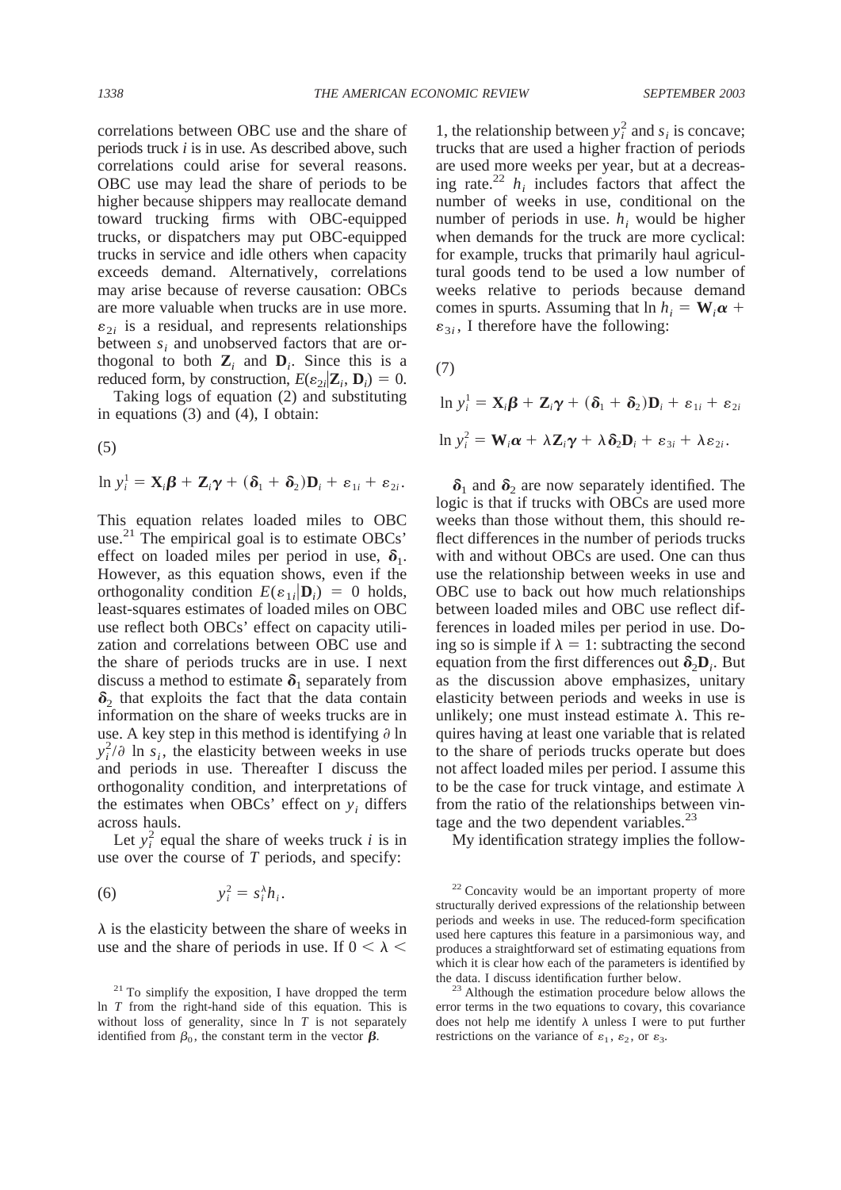correlations between OBC use and the share of periods truck $i$ is in use. As described above, such correlations could arise for several reasons. OBC use may lead the share of periods to be higher because shippers may reallocate demand toward trucking firms with OBC-equipped trucks, or dispatchers may put OBC-equipped trucks in service and idle others when capacity exceeds demand. Alternatively, correlations may arise because of reverse causation: OBCs are more valuable when trucks are in use more. $\varepsilon_{2i}$ is a residual, and represents relationships between $s_i$ and unobserved factors that are orthogonal to both $\mathbf{Z}_i$ and $\mathbf{D}_i$. Since this is a reduced form, by construction, $E(\varepsilon_{2i}|\mathbf{Z}_i, \mathbf{D}_i) = 0$.

Taking logs of equation (2) and substituting in equations (3) and (4), I obtain:

(5)

$$\ln y_i^1 = \mathbf{X}_i\boldsymbol{\beta} + \mathbf{Z}_i\boldsymbol{\gamma} + (\boldsymbol{\delta}_1 + \boldsymbol{\delta}_2)\mathbf{D}_i + \varepsilon_{1i} + \varepsilon_{2i}.$$

This equation relates loaded miles to OBC use.[21] The empirical goal is to estimate OBCs' effect on loaded miles per period in use, $\boldsymbol{\delta}_1$. However, as this equation shows, even if the orthogonality condition $E(\varepsilon_{1i}|\mathbf{D}_i) = 0$ holds, least-squares estimates of loaded miles on OBC use reflect both OBCs' effect on capacity utilization and correlations between OBC use and the share of periods trucks are in use. I next discuss a method to estimate $\boldsymbol{\delta}_1$ separately from $\boldsymbol{\delta}_2$ that exploits the fact that the data contain information on the share of weeks trucks are in use. A key step in this method is identifying $\partial \ln y_i^2/\partial \ln s_i$, the elasticity between weeks in use and periods in use. Thereafter I discuss the orthogonality condition, and interpretations of the estimates when OBCs' effect on $y_i$ differs across hauls.

Let $y_i^2$ equal the share of weeks truck $i$ is in use over the course of $T$ periods, and specify:

$$y_i^2 = s_i^{\lambda} h_i. \tag{6}$$

$\lambda$ is the elasticity between the share of weeks in use and the share of periods in use. If $0 < \lambda < 1$, the relationship between $y_i^2$ and $s_i$ is concave; trucks that are used a higher fraction of periods are used more weeks per year, but at a decreasing rate.[22] $h_i$ includes factors that affect the number of weeks in use, conditional on the number of periods in use. $h_i$ would be higher when demands for the truck are more cyclical: for example, trucks that primarily haul agricultural goods tend to be used a low number of weeks relative to periods because demand comes in spurts. Assuming that $\ln h_i = \mathbf{W}_i\boldsymbol{\alpha} + \varepsilon_{3i}$, I therefore have the following:

(7)

$$\ln y_i^1 = \mathbf{X}_i\boldsymbol{\beta} + \mathbf{Z}_i\boldsymbol{\gamma} + (\boldsymbol{\delta}_1 + \boldsymbol{\delta}_2)\mathbf{D}_i + \varepsilon_{1i} + \varepsilon_{2i}$$

$$\ln y_i^2 = \mathbf{W}_i\boldsymbol{\alpha} + \lambda\mathbf{Z}_i\boldsymbol{\gamma} + \lambda\boldsymbol{\delta}_2\mathbf{D}_i + \varepsilon_{3i} + \lambda\varepsilon_{2i}.$$

$\boldsymbol{\delta}_1$ and $\boldsymbol{\delta}_2$ are now separately identified. The logic is that if trucks with OBCs are used more weeks than those without them, this should reflect differences in the number of periods trucks with and without OBCs are used. One can thus use the relationship between weeks in use and OBC use to back out how much relationships between loaded miles and OBC use reflect differences in loaded miles per period in use. Doing so is simple if $\lambda = 1$: subtracting the second equation from the first differences out $\boldsymbol{\delta}_2\mathbf{D}_i$. But as the discussion above emphasizes, unitary elasticity between periods and weeks in use is unlikely; one must instead estimate $\lambda$. This requires having at least one variable that is related to the share of periods trucks operate but does not affect loaded miles per period. I assume this to be the case for truck vintage, and estimate $\lambda$ from the ratio of the relationships between vintage and the two dependent variables.[23]

My identification strategy implies the follow-

[21] To simplify the exposition, I have dropped the term $\ln T$ from the right-hand side of this equation. This is without loss of generality, since $\ln T$ is not separately identified from $\beta_0$, the constant term in the vector $\boldsymbol{\beta}$.

[22] Concavity would be an important property of more structurally derived expressions of the relationship between periods and weeks in use. The reduced-form specification used here captures this feature in a parsimonious way, and produces a straightforward set of estimating equations from which it is clear how each of the parameters is identified by the data. I discuss identification further below.

[23] Although the estimation procedure below allows the error terms in the two equations to covary, this covariance does not help me identify $\lambda$ unless I were to put further restrictions on the variance of $\varepsilon_1$, $\varepsilon_2$, or $\varepsilon_3$.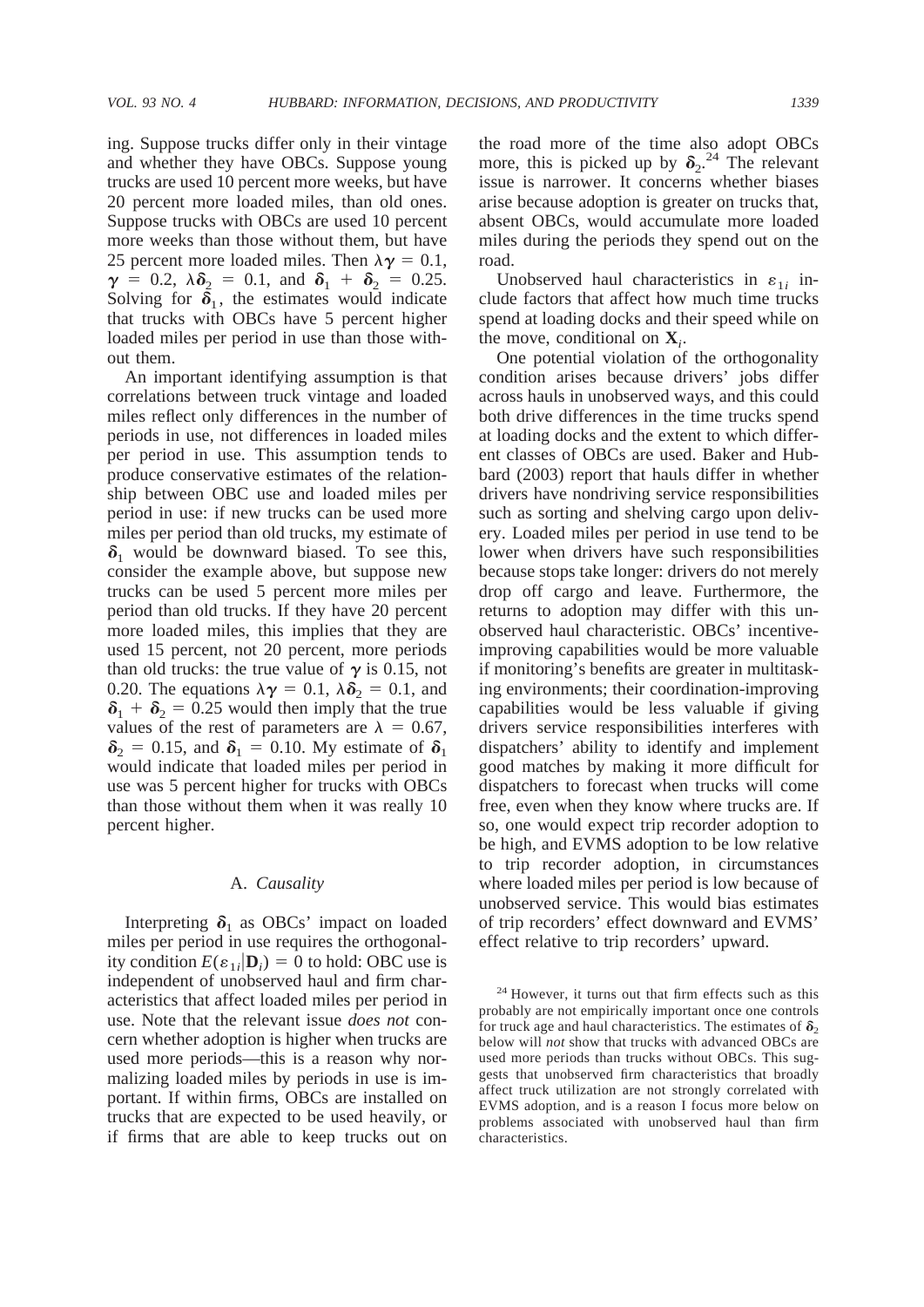ing. Suppose trucks differ only in their vintage and whether they have OBCs. Suppose young trucks are used 10 percent more weeks, but have 20 percent more loaded miles, than old ones. Suppose trucks with OBCs are used 10 percent more weeks than those without them, but have 25 percent more loaded miles. Then $\lambda\gamma = 0.1$, $\gamma = 0.2$, $\lambda\delta_2 = 0.1$, and $\delta_1 + \delta_2 = 0.25$. Solving for $\hat{\delta}_1$, the estimates would indicate that trucks with OBCs have 5 percent higher loaded miles per period in use than those without them.

An important identifying assumption is that correlations between truck vintage and loaded miles reflect only differences in the number of periods in use, not differences in loaded miles per period in use. This assumption tends to produce conservative estimates of the relationship between OBC use and loaded miles per period in use: if new trucks can be used more miles per period than old trucks, my estimate of $\delta_1$ would be downward biased. To see this, consider the example above, but suppose new trucks can be used 5 percent more miles per period than old trucks. If they have 20 percent more loaded miles, this implies that they are used 15 percent, not 20 percent, more periods than old trucks: the true value of $\gamma$ is 0.15, not 0.20. The equations $\lambda\gamma = 0.1$, $\lambda\delta_2 = 0.1$, and $\delta_1 + \delta_2 = 0.25$ would then imply that the true values of the rest of parameters are $\lambda = 0.67$, $\delta_2 = 0.15$, and $\delta_1 = 0.10$. My estimate of $\delta_1$ would indicate that loaded miles per period in use was 5 percent higher for trucks with OBCs than those without them when it was really 10 percent higher.

### A. *Causality*

Interpreting $\delta_1$ as OBCs' impact on loaded miles per period in use requires the orthogonality condition $E(\varepsilon_{1i}|\mathbf{D}_i) = 0$ to hold: OBC use is independent of unobserved haul and firm characteristics that affect loaded miles per period in use. Note that the relevant issue *does not* concern whether adoption is higher when trucks are used more periods—this is a reason why normalizing loaded miles by periods in use is important. If within firms, OBCs are installed on trucks that are expected to be used heavily, or if firms that are able to keep trucks out on the road more of the time also adopt OBCs more, this is picked up by $\delta_2$.[24] The relevant issue is narrower. It concerns whether biases arise because adoption is greater on trucks that, absent OBCs, would accumulate more loaded miles during the periods they spend out on the road.

Unobserved haul characteristics in $\varepsilon_{1i}$ include factors that affect how much time trucks spend at loading docks and their speed while on the move, conditional on $\mathbf{X}_i$.

One potential violation of the orthogonality condition arises because drivers' jobs differ across hauls in unobserved ways, and this could both drive differences in the time trucks spend at loading docks and the extent to which different classes of OBCs are used. Baker and Hubbard (2003) report that hauls differ in whether drivers have nondriving service responsibilities such as sorting and shelving cargo upon delivery. Loaded miles per period in use tend to be lower when drivers have such responsibilities because stops take longer: drivers do not merely drop off cargo and leave. Furthermore, the returns to adoption may differ with this unobserved haul characteristic. OBCs' incentive-improving capabilities would be more valuable if monitoring's benefits are greater in multitasking environments; their coordination-improving capabilities would be less valuable if giving drivers service responsibilities interferes with dispatchers' ability to identify and implement good matches by making it more difficult for dispatchers to forecast when trucks will come free, even when they know where trucks are. If so, one would expect trip recorder adoption to be high, and EVMS adoption to be low relative to trip recorder adoption, in circumstances where loaded miles per period is low because of unobserved service. This would bias estimates of trip recorders' effect downward and EVMS' effect relative to trip recorders' upward.

[24] However, it turns out that firm effects such as this probably are not empirically important once one controls for truck age and haul characteristics. The estimates of $\delta_2$ below will *not* show that trucks with advanced OBCs are used more periods than trucks without OBCs. This suggests that unobserved firm characteristics that broadly affect truck utilization are not strongly correlated with EVMS adoption, and is a reason I focus more below on problems associated with unobserved haul than firm characteristics.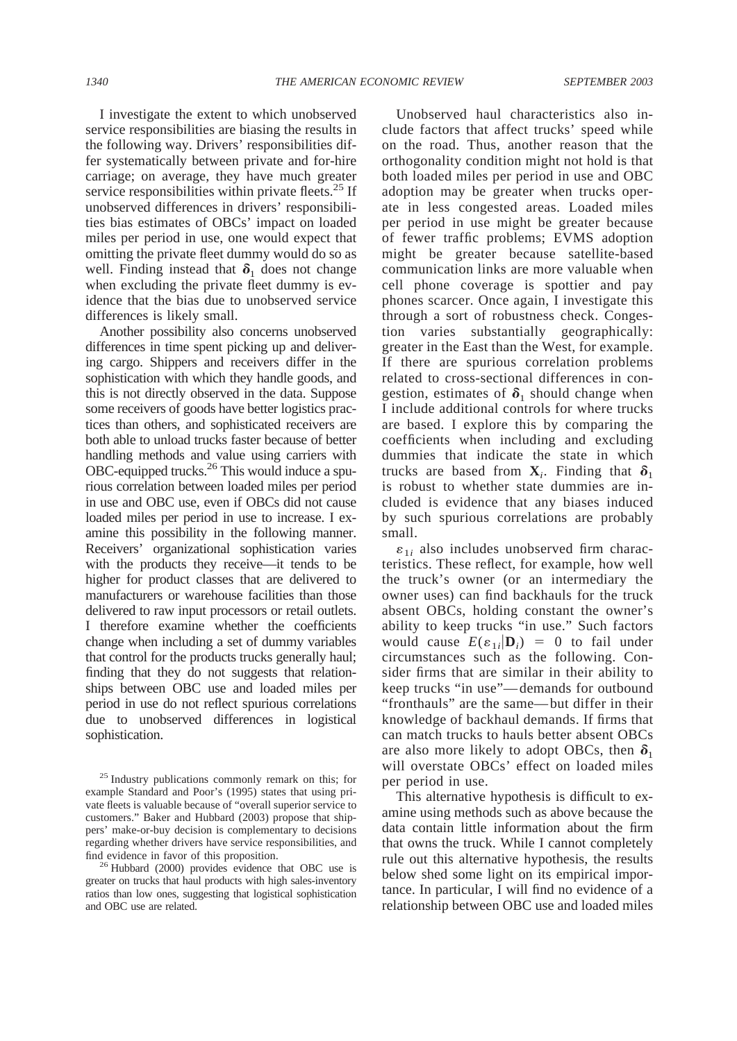I investigate the extent to which unobserved service responsibilities are biasing the results in the following way. Drivers' responsibilities differ systematically between private and for-hire carriage; on average, they have much greater service responsibilities within private fleets.[25] If unobserved differences in drivers' responsibilities bias estimates of OBCs' impact on loaded miles per period in use, one would expect that omitting the private fleet dummy would do so as well. Finding instead that $\boldsymbol{\delta}_1$ does not change when excluding the private fleet dummy is evidence that the bias due to unobserved service differences is likely small.

Another possibility also concerns unobserved differences in time spent picking up and delivering cargo. Shippers and receivers differ in the sophistication with which they handle goods, and this is not directly observed in the data. Suppose some receivers of goods have better logistics practices than others, and sophisticated receivers are both able to unload trucks faster because of better handling methods and value using carriers with OBC-equipped trucks.[26] This would induce a spurious correlation between loaded miles per period in use and OBC use, even if OBCs did not cause loaded miles per period in use to increase. I examine this possibility in the following manner. Receivers' organizational sophistication varies with the products they receive—it tends to be higher for product classes that are delivered to manufacturers or warehouse facilities than those delivered to raw input processors or retail outlets. I therefore examine whether the coefficients change when including a set of dummy variables that control for the products trucks generally haul; finding that they do not suggests that relationships between OBC use and loaded miles per period in use do not reflect spurious correlations due to unobserved differences in logistical sophistication.

Unobserved haul characteristics also include factors that affect trucks' speed while on the road. Thus, another reason that the orthogonality condition might not hold is that both loaded miles per period in use and OBC adoption may be greater when trucks operate in less congested areas. Loaded miles per period in use might be greater because of fewer traffic problems; EVMS adoption might be greater because satellite-based communication links are more valuable when cell phone coverage is spottier and pay phones scarcer. Once again, I investigate this through a sort of robustness check. Congestion varies substantially geographically: greater in the East than the West, for example. If there are spurious correlation problems related to cross-sectional differences in congestion, estimates of $\boldsymbol{\delta}_1$ should change when I include additional controls for where trucks are based. I explore this by comparing the coefficients when including and excluding dummies that indicate the state in which trucks are based from $\mathbf{X}_i$. Finding that $\boldsymbol{\delta}_1$ is robust to whether state dummies are included is evidence that any biases induced by such spurious correlations are probably small.

$\varepsilon_{1i}$ also includes unobserved firm characteristics. These reflect, for example, how well the truck's owner (or an intermediary the owner uses) can find backhauls for the truck absent OBCs, holding constant the owner's ability to keep trucks "in use." Such factors would cause $E(\varepsilon_{1i}|\mathbf{D}_i) = 0$ to fail under circumstances such as the following. Consider firms that are similar in their ability to keep trucks "in use"—demands for outbound "fronthauls" are the same—but differ in their knowledge of backhaul demands. If firms that can match trucks to hauls better absent OBCs are also more likely to adopt OBCs, then $\boldsymbol{\delta}_1$ will overstate OBCs' effect on loaded miles per period in use.

This alternative hypothesis is difficult to examine using methods such as above because the data contain little information about the firm that owns the truck. While I cannot completely rule out this alternative hypothesis, the results below shed some light on its empirical importance. In particular, I will find no evidence of a relationship between OBC use and loaded miles

[25] Industry publications commonly remark on this; for example Standard and Poor's (1995) states that using private fleets is valuable because of "overall superior service to customers." Baker and Hubbard (2003) propose that shippers' make-or-buy decision is complementary to decisions regarding whether drivers have service responsibilities, and find evidence in favor of this proposition.

[26] Hubbard (2000) provides evidence that OBC use is greater on trucks that haul products with high sales-inventory ratios than low ones, suggesting that logistical sophistication and OBC use are related.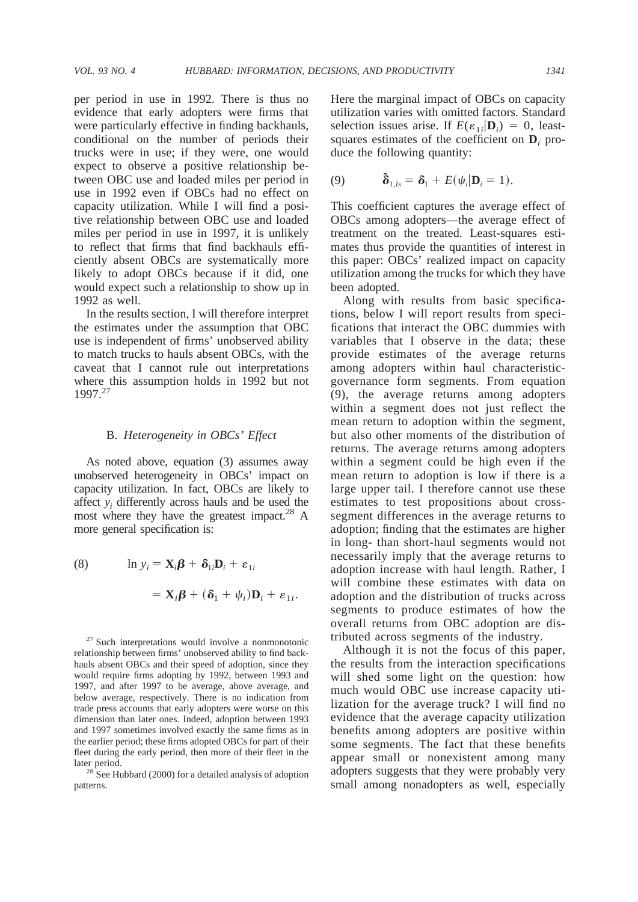per period in use in 1992. There is thus no evidence that early adopters were firms that were particularly effective in finding backhauls, conditional on the number of periods their trucks were in use; if they were, one would expect to observe a positive relationship between OBC use and loaded miles per period in use in 1992 even if OBCs had no effect on capacity utilization. While I will find a positive relationship between OBC use and loaded miles per period in use in 1997, it is unlikely to reflect that firms that find backhauls efficiently absent OBCs are systematically more likely to adopt OBCs because if it did, one would expect such a relationship to show up in 1992 as well.

In the results section, I will therefore interpret the estimates under the assumption that OBC use is independent of firms' unobserved ability to match trucks to hauls absent OBCs, with the caveat that I cannot rule out interpretations where this assumption holds in 1992 but not 1997.[27]

### B. *Heterogeneity in OBCs' Effect*

As noted above, equation (3) assumes away unobserved heterogeneity in OBCs' impact on capacity utilization. In fact, OBCs are likely to affect $y_i$ differently across hauls and be used the most where they have the greatest impact.[28] A more general specification is:

$$(8) \qquad \ln y_i = \mathbf{X}_i \boldsymbol{\beta} + \boldsymbol{\delta}_{1i} \mathbf{D}_i + \varepsilon_{1i}$$

$$= \mathbf{X}_i \boldsymbol{\beta} + (\boldsymbol{\delta}_1 + \psi_i) \mathbf{D}_i + \varepsilon_{1i}.$$

Here the marginal impact of OBCs on capacity utilization varies with omitted factors. Standard selection issues arise. If $E(\varepsilon_{1i} | \mathbf{D}_i) = 0$, least-squares estimates of the coefficient on $\mathbf{D}_i$ produce the following quantity:

$$(9) \qquad \hat{\boldsymbol{\delta}}_{1,ls} = \boldsymbol{\delta}_1 + E(\psi_i | \mathbf{D}_i = 1).$$

This coefficient captures the average effect of OBCs among adopters—the average effect of treatment on the treated. Least-squares estimates thus provide the quantities of interest in this paper: OBCs' realized impact on capacity utilization among the trucks for which they have been adopted.

Along with results from basic specifications, below I will report results from specifications that interact the OBC dummies with variables that I observe in the data; these provide estimates of the average returns among adopters within haul characteristic-governance form segments. From equation (9), the average returns among adopters within a segment does not just reflect the mean return to adoption within the segment, but also other moments of the distribution of returns. The average returns among adopters within a segment could be high even if the mean return to adoption is low if there is a large upper tail. I therefore cannot use these estimates to test propositions about cross-segment differences in the average returns to adoption; finding that the estimates are higher in long- than short-haul segments would not necessarily imply that the average returns to adoption increase with haul length. Rather, I will combine these estimates with data on adoption and the distribution of trucks across segments to produce estimates of how the overall returns from OBC adoption are distributed across segments of the industry.

Although it is not the focus of this paper, the results from the interaction specifications will shed some light on the question: how much would OBC use increase capacity utilization for the average truck? I will find no evidence that the average capacity utilization benefits among adopters are positive within some segments. The fact that these benefits appear small or nonexistent among many adopters suggests that they were probably very small among nonadopters as well, especially

[27] Such interpretations would involve a nonmonotonic relationship between firms' unobserved ability to find backhauls absent OBCs and their speed of adoption, since they would require firms adopting by 1992, between 1993 and 1997, and after 1997 to be average, above average, and below average, respectively. There is no indication from trade press accounts that early adopters were worse on this dimension than later ones. Indeed, adoption between 1993 and 1997 sometimes involved exactly the same firms as in the earlier period; these firms adopted OBCs for part of their fleet during the early period, then more of their fleet in the later period.

[28] See Hubbard (2000) for a detailed analysis of adoption patterns.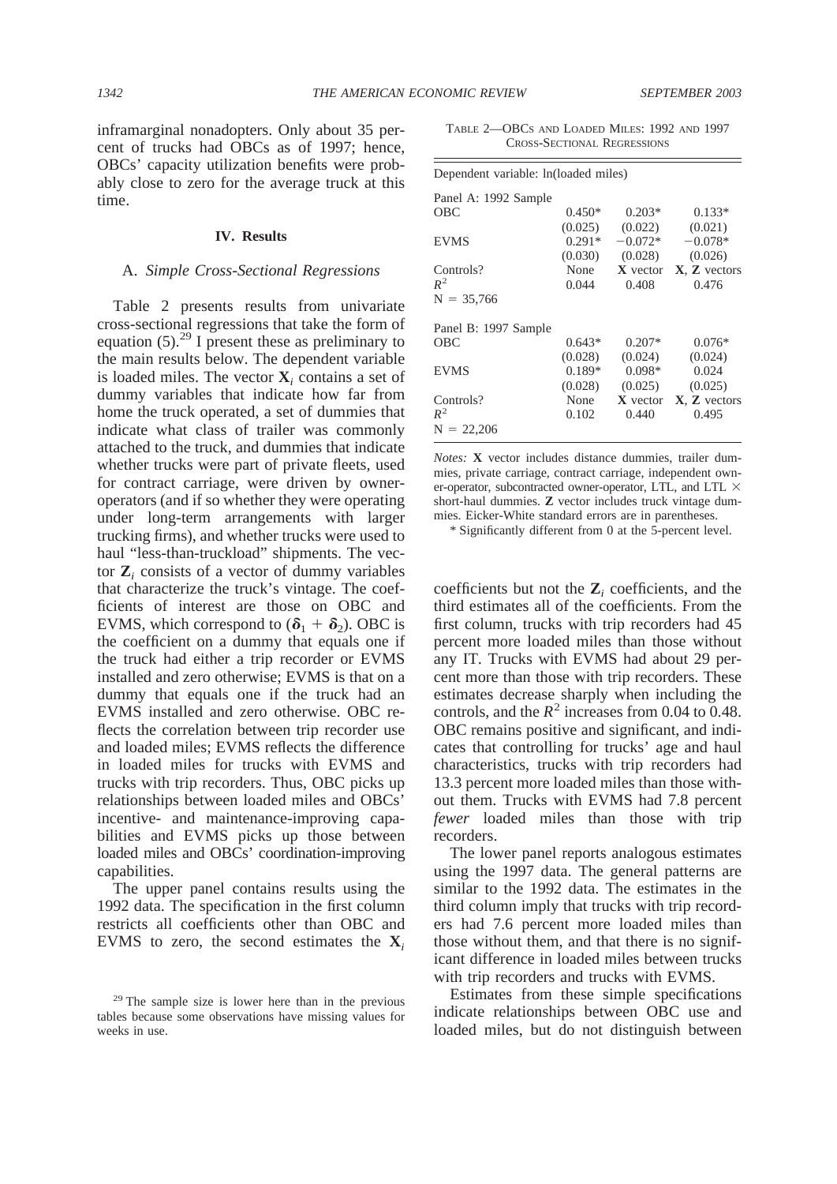inframarginal nonadopters. Only about 35 percent of trucks had OBCs as of 1997; hence, OBCs' capacity utilization benefits were probably close to zero for the average truck at this time.

## IV. Results

### A. *Simple Cross-Sectional Regressions*

Table 2 presents results from univariate cross-sectional regressions that take the form of equation (5).[29] I present these as preliminary to the main results below. The dependent variable is loaded miles. The vector $\mathbf{X}_i$ contains a set of dummy variables that indicate how far from home the truck operated, a set of dummies that indicate what class of trailer was commonly attached to the truck, and dummies that indicate whether trucks were part of private fleets, used for contract carriage, were driven by owner-operators (and if so whether they were operating under long-term arrangements with larger trucking firms), and whether trucks were used to haul "less-than-truckload" shipments. The vector $\mathbf{Z}_i$ consists of a vector of dummy variables that characterize the truck's vintage. The coefficients of interest are those on OBC and EVMS, which correspond to $(\boldsymbol{\delta}_1 + \boldsymbol{\delta}_2)$. OBC is the coefficient on a dummy that equals one if the truck had either a trip recorder or EVMS installed and zero otherwise; EVMS is that on a dummy that equals one if the truck had an EVMS installed and zero otherwise. OBC reflects the correlation between trip recorder use and loaded miles; EVMS reflects the difference in loaded miles for trucks with EVMS and trucks with trip recorders. Thus, OBC picks up relationships between loaded miles and OBCs' incentive- and maintenance-improving capabilities and EVMS picks up those between loaded miles and OBCs' coordination-improving capabilities.

The upper panel contains results using the 1992 data. The specification in the first column restricts all coefficients other than OBC and EVMS to zero, the second estimates the $\mathbf{X}_i$ coefficients but not the $\mathbf{Z}_i$ coefficients, and the third estimates all of the coefficients. From the first column, trucks with trip recorders had 45 percent more loaded miles than those without any IT. Trucks with EVMS had about 29 percent more than those with trip recorders. These estimates decrease sharply when including the controls, and the $R^2$ increases from 0.04 to 0.48. OBC remains positive and significant, and indicates that controlling for trucks' age and haul characteristics, trucks with trip recorders had 13.3 percent more loaded miles than those without them. Trucks with EVMS had 7.8 percent *fewer* loaded miles than those with trip recorders.

The lower panel reports analogous estimates using the 1997 data. The general patterns are similar to the 1992 data. The estimates in the third column imply that trucks with trip recorders had 7.6 percent more loaded miles than those without them, and that there is no significant difference in loaded miles between trucks with trip recorders and trucks with EVMS.

Estimates from these simple specifications indicate relationships between OBC use and loaded miles, but do not distinguish between

TABLE 2—OBCS AND LOADED MILES: 1992 AND 1997 CROSS-SECTIONAL REGRESSIONS

| Dependent variable: ln(loaded miles) | | | |
|---|---|---|---|
| *Panel A: 1992 Sample* | | | |
| OBC | 0.450* | 0.203* | 0.133* |
| | (0.025) | (0.022) | (0.021) |
| EVMS | 0.291* | −0.072* | −0.078* |
| | (0.030) | (0.028) | (0.026) |
| Controls? | None | **X** vector | **X**, **Z** vectors |
| $R^2$ | 0.044 | 0.408 | 0.476 |
| N = 35,766 | | | |
| *Panel B: 1997 Sample* | | | |
| OBC | 0.643* | 0.207* | 0.076* |
| | (0.028) | (0.024) | (0.024) |
| EVMS | 0.189* | 0.098* | 0.024 |
| | (0.028) | (0.025) | (0.025) |
| Controls? | None | **X** vector | **X**, **Z** vectors |
| $R^2$ | 0.102 | 0.440 | 0.495 |
| N = 22,206 | | | |

*Notes:* **X** vector includes distance dummies, trailer dummies, private carriage, contract carriage, independent owner-operator, subcontracted owner-operator, LTL, and LTL × short-haul dummies. **Z** vector includes truck vintage dummies. Eicker-White standard errors are in parentheses.

\* Significantly different from 0 at the 5-percent level.

[29] The sample size is lower here than in the previous tables because some observations have missing values for weeks in use.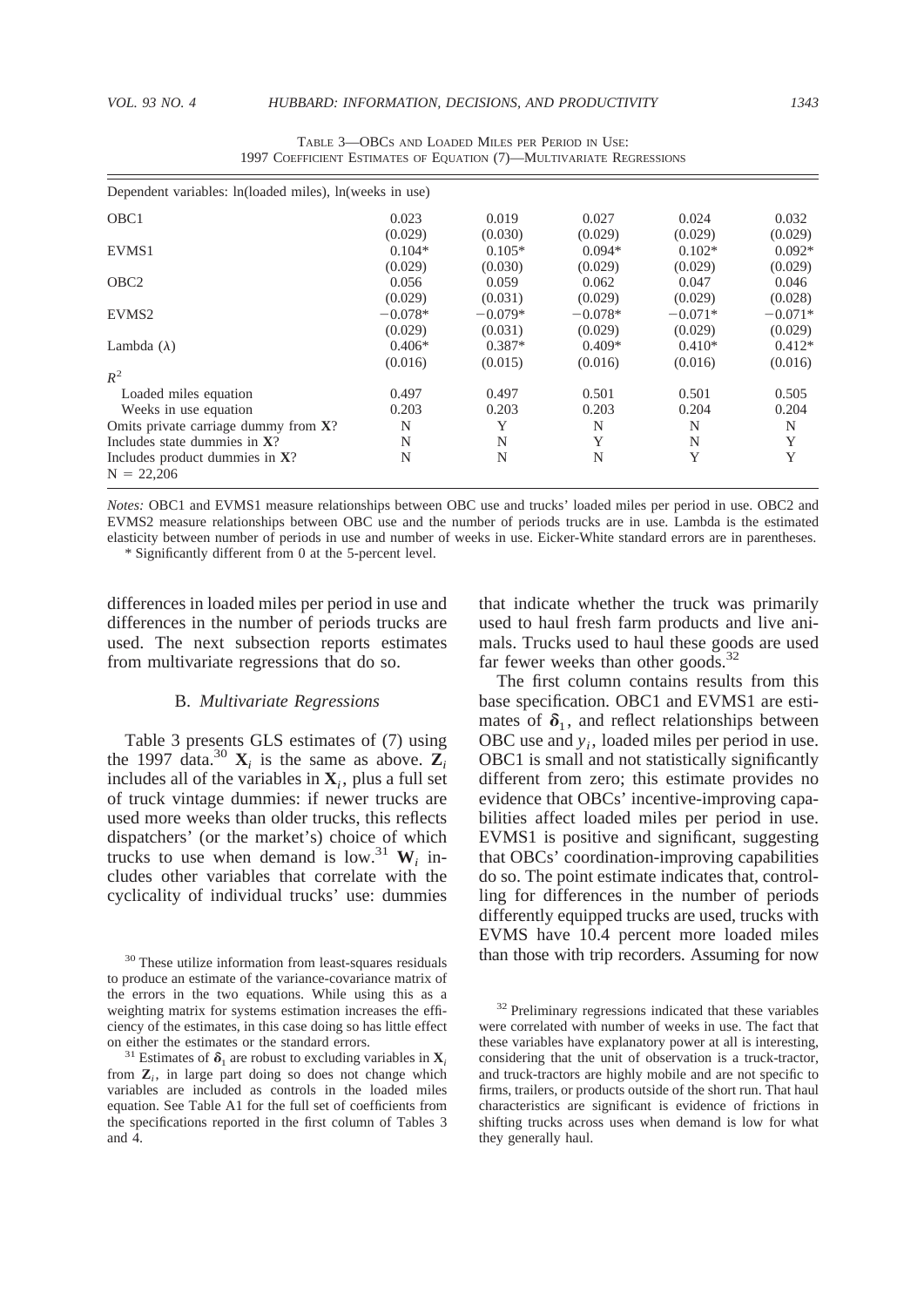Table 3—OBCs and Loaded Miles per Period in Use: 1997 Coefficient Estimates of Equation (7)—Multivariate Regressions

| Dependent variables: ln(loaded miles), ln(weeks in use) | | | | | |
|---|---|---|---|---|---|
| OBC1 | 0.023 | 0.019 | 0.027 | 0.024 | 0.032 |
| | (0.029) | (0.030) | (0.029) | (0.029) | (0.029) |
| EVMS1 | 0.104* | 0.105* | 0.094* | 0.102* | 0.092* |
| | (0.029) | (0.030) | (0.029) | (0.029) | (0.029) |
| OBC2 | 0.056 | 0.059 | 0.062 | 0.047 | 0.046 |
| | (0.029) | (0.031) | (0.029) | (0.029) | (0.028) |
| EVMS2 | −0.078* | −0.079* | −0.078* | −0.071* | −0.071* |
| | (0.029) | (0.031) | (0.029) | (0.029) | (0.029) |
| Lambda ($\lambda$) | 0.406* | 0.387* | 0.409* | 0.410* | 0.412* |
| | (0.016) | (0.015) | (0.016) | (0.016) | (0.016) |
| $R^2$ | | | | | |
| Loaded miles equation | 0.497 | 0.497 | 0.501 | 0.501 | 0.505 |
| Weeks in use equation | 0.203 | 0.203 | 0.203 | 0.204 | 0.204 |
| Omits private carriage dummy from **X**? | N | Y | N | N | N |
| Includes state dummies in **X**? | N | N | Y | N | Y |
| Includes product dummies in **X**? | N | N | N | Y | Y |
| N = 22,206 | | | | | |

*Notes:* OBC1 and EVMS1 measure relationships between OBC use and trucks' loaded miles per period in use. OBC2 and EVMS2 measure relationships between OBC use and the number of periods trucks are in use. Lambda is the estimated elasticity between number of periods in use and number of weeks in use. Eicker-White standard errors are in parentheses.

\* Significantly different from 0 at the 5-percent level.

differences in loaded miles per period in use and differences in the number of periods trucks are used. The next subsection reports estimates from multivariate regressions that do so.

### B. *Multivariate Regressions*

Table 3 presents GLS estimates of (7) using the 1997 data.[30] $\mathbf{X}_i$ is the same as above. $\mathbf{Z}_i$ includes all of the variables in $\mathbf{X}_i$, plus a full set of truck vintage dummies: if newer trucks are used more weeks than older trucks, this reflects dispatchers' (or the market's) choice of which trucks to use when demand is low.[31] $\mathbf{W}_i$ includes other variables that correlate with the cyclicality of individual trucks' use: dummies that indicate whether the truck was primarily used to haul fresh farm products and live animals. Trucks used to haul these goods are used far fewer weeks than other goods.[32]

The first column contains results from this base specification. OBC1 and EVMS1 are estimates of $\boldsymbol{\delta}_1$, and reflect relationships between OBC use and $y_i$, loaded miles per period in use. OBC1 is small and not statistically significantly different from zero; this estimate provides no evidence that OBCs' incentive-improving capabilities affect loaded miles per period in use. EVMS1 is positive and significant, suggesting that OBCs' coordination-improving capabilities do so. The point estimate indicates that, controlling for differences in the number of periods differently equipped trucks are used, trucks with EVMS have 10.4 percent more loaded miles than those with trip recorders. Assuming for now

[30] These utilize information from least-squares residuals to produce an estimate of the variance-covariance matrix of the errors in the two equations. While using this as a weighting matrix for systems estimation increases the efficiency of the estimates, in this case doing so has little effect on either the estimates or the standard errors.

[31] Estimates of $\boldsymbol{\delta}_1$ are robust to excluding variables in $\mathbf{X}_i$ from $\mathbf{Z}_i$, in large part doing so does not change which variables are included as controls in the loaded miles equation. See Table A1 for the full set of coefficients from the specifications reported in the first column of Tables 3 and 4.

[32] Preliminary regressions indicated that these variables were correlated with number of weeks in use. The fact that these variables have explanatory power at all is interesting, considering that the unit of observation is a truck-tractor, and truck-tractors are highly mobile and are not specific to firms, trailers, or products outside of the short run. That haul characteristics are significant is evidence of frictions in shifting trucks across uses when demand is low for what they generally haul.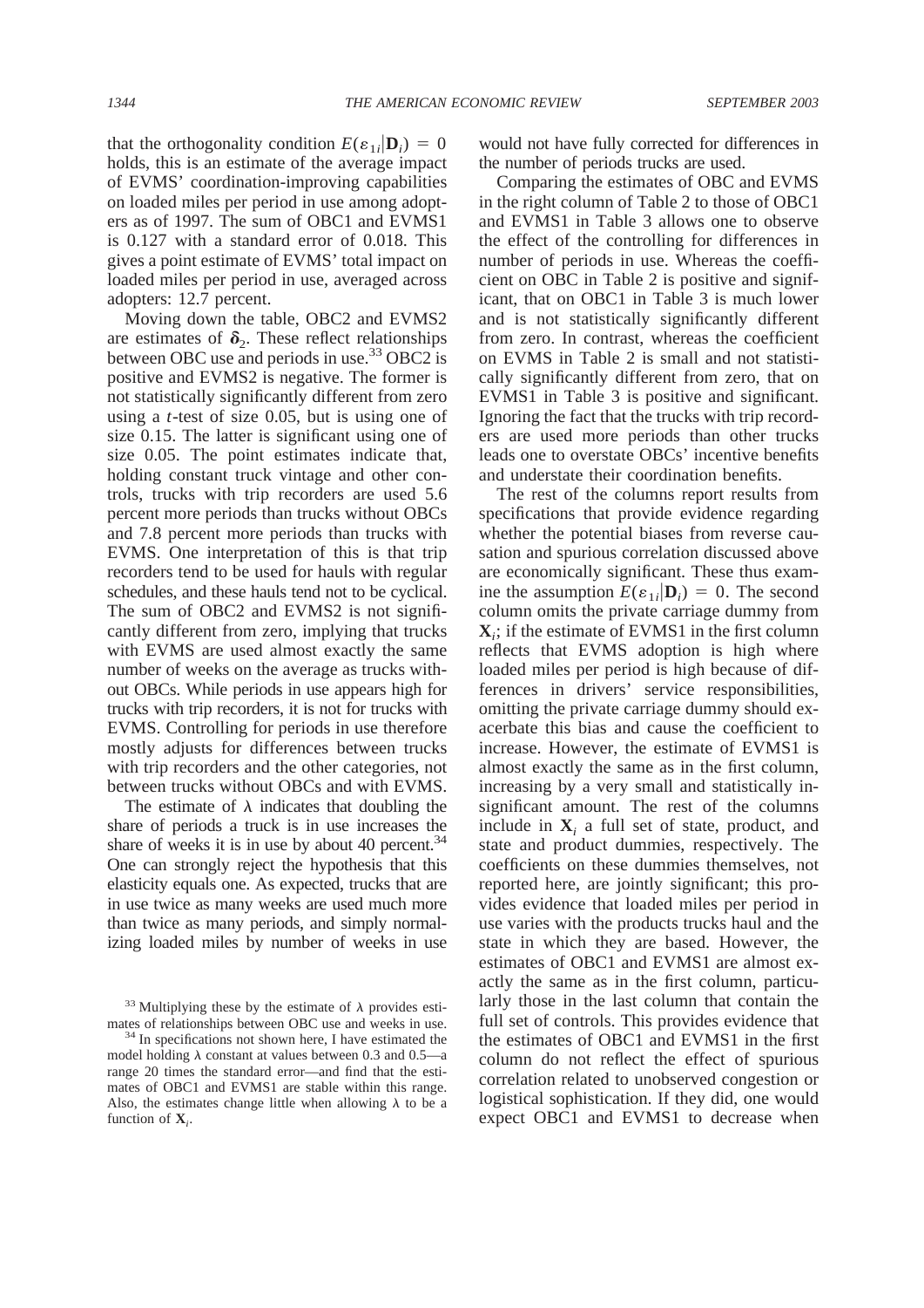that the orthogonality condition $E(\varepsilon_{1i}|\mathbf{D}_i) = 0$ holds, this is an estimate of the average impact of EVMS' coordination-improving capabilities on loaded miles per period in use among adopters as of 1997. The sum of OBC1 and EVMS1 is 0.127 with a standard error of 0.018. This gives a point estimate of EVMS' total impact on loaded miles per period in use, averaged across adopters: 12.7 percent.

Moving down the table, OBC2 and EVMS2 are estimates of $\boldsymbol{\delta}_2$. These reflect relationships between OBC use and periods in use.[33] OBC2 is positive and EVMS2 is negative. The former is not statistically significantly different from zero using a $t$-test of size 0.05, but is using one of size 0.15. The latter is significant using one of size 0.05. The point estimates indicate that, holding constant truck vintage and other controls, trucks with trip recorders are used 5.6 percent more periods than trucks without OBCs and 7.8 percent more periods than trucks with EVMS. One interpretation of this is that trip recorders tend to be used for hauls with regular schedules, and these hauls tend not to be cyclical. The sum of OBC2 and EVMS2 is not significantly different from zero, implying that trucks with EVMS are used almost exactly the same number of weeks on the average as trucks without OBCs. While periods in use appears high for trucks with trip recorders, it is not for trucks with EVMS. Controlling for periods in use therefore mostly adjusts for differences between trucks with trip recorders and the other categories, not between trucks without OBCs and with EVMS.

The estimate of $\lambda$ indicates that doubling the share of periods a truck is in use increases the share of weeks it is in use by about 40 percent.[34] One can strongly reject the hypothesis that this elasticity equals one. As expected, trucks that are in use twice as many weeks are used much more than twice as many periods, and simply normalizing loaded miles by number of weeks in use would not have fully corrected for differences in the number of periods trucks are used.

Comparing the estimates of OBC and EVMS in the right column of Table 2 to those of OBC1 and EVMS1 in Table 3 allows one to observe the effect of the controlling for differences in number of periods in use. Whereas the coefficient on OBC in Table 2 is positive and significant, that on OBC1 in Table 3 is much lower and is not statistically significantly different from zero. In contrast, whereas the coefficient on EVMS in Table 2 is small and not statistically significantly different from zero, that on EVMS1 in Table 3 is positive and significant. Ignoring the fact that the trucks with trip recorders are used more periods than other trucks leads one to overstate OBCs' incentive benefits and understate their coordination benefits.

The rest of the columns report results from specifications that provide evidence regarding whether the potential biases from reverse causation and spurious correlation discussed above are economically significant. These thus examine the assumption $E(\varepsilon_{1i}|\mathbf{D}_i) = 0$. The second column omits the private carriage dummy from $\mathbf{X}_i$; if the estimate of EVMS1 in the first column reflects that EVMS adoption is high where loaded miles per period is high because of differences in drivers' service responsibilities, omitting the private carriage dummy should exacerbate this bias and cause the coefficient to increase. However, the estimate of EVMS1 is almost exactly the same as in the first column, increasing by a very small and statistically insignificant amount. The rest of the columns include in $\mathbf{X}_i$ a full set of state, product, and state and product dummies, respectively. The coefficients on these dummies themselves, not reported here, are jointly significant; this provides evidence that loaded miles per period in use varies with the products trucks haul and the state in which they are based. However, the estimates of OBC1 and EVMS1 are almost exactly the same as in the first column, particularly those in the last column that contain the full set of controls. This provides evidence that the estimates of OBC1 and EVMS1 in the first column do not reflect the effect of spurious correlation related to unobserved congestion or logistical sophistication. If they did, one would expect OBC1 and EVMS1 to decrease when

[33] Multiplying these by the estimate of $\lambda$ provides estimates of relationships between OBC use and weeks in use.

[34] In specifications not shown here, I have estimated the model holding $\lambda$ constant at values between 0.3 and 0.5—a range 20 times the standard error—and find that the estimates of OBC1 and EVMS1 are stable within this range. Also, the estimates change little when allowing $\lambda$ to be a function of $\mathbf{X}_i$.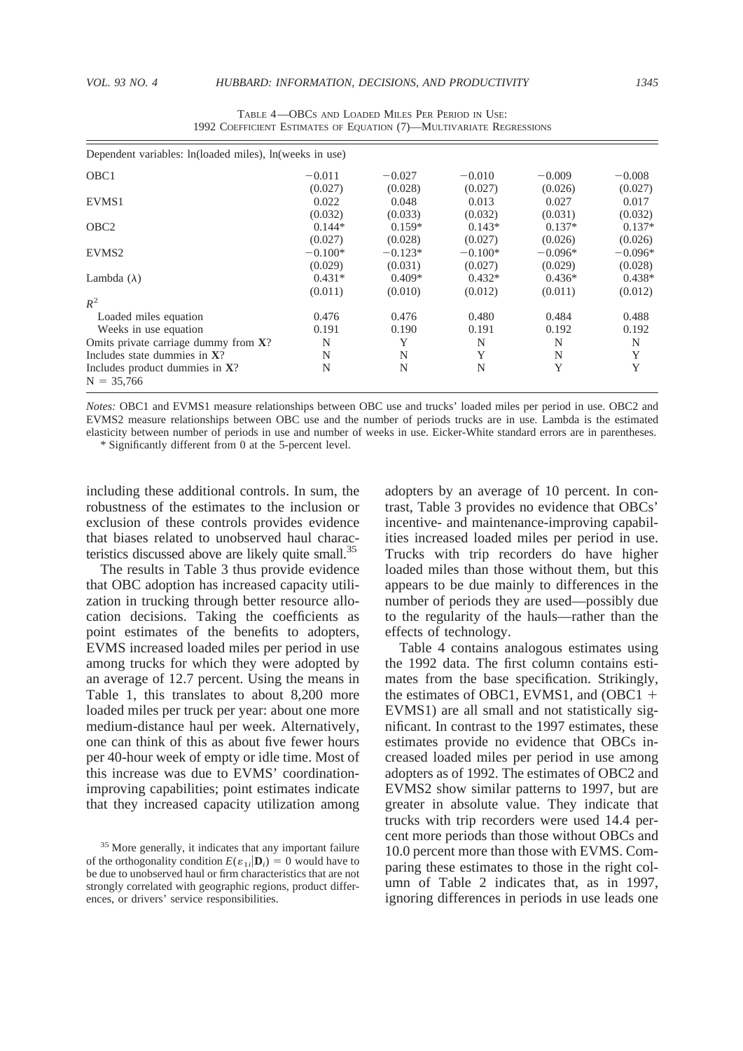TABLE 4—OBCS AND LOADED MILES PER PERIOD IN USE: 1992 COEFFICIENT ESTIMATES OF EQUATION (7)—MULTIVARIATE REGRESSIONS

| Dependent variables: ln(loaded miles), ln(weeks in use) | | | | | |
|---|---|---|---|---|---|
| OBC1 | −0.011 | −0.027 | −0.010 | −0.009 | −0.008 |
| | (0.027) | (0.028) | (0.027) | (0.026) | (0.027) |
| EVMS1 | 0.022 | 0.048 | 0.013 | 0.027 | 0.017 |
| | (0.032) | (0.033) | (0.032) | (0.031) | (0.032) |
| OBC2 | 0.144* | 0.159* | 0.143* | 0.137* | 0.137* |
| | (0.027) | (0.028) | (0.027) | (0.026) | (0.026) |
| EVMS2 | −0.100* | −0.123* | −0.100* | −0.096* | −0.096* |
| | (0.029) | (0.031) | (0.027) | (0.029) | (0.028) |
| Lambda ($\lambda$) | 0.431* | 0.409* | 0.432* | 0.436* | 0.438* |
| | (0.011) | (0.010) | (0.012) | (0.011) | (0.012) |
| $R^2$ | | | | | |
| Loaded miles equation | 0.476 | 0.476 | 0.480 | 0.484 | 0.488 |
| Weeks in use equation | 0.191 | 0.190 | 0.191 | 0.192 | 0.192 |
| Omits private carriage dummy from **X**? | N | Y | N | N | N |
| Includes state dummies in **X**? | N | N | Y | N | Y |
| Includes product dummies in **X**? | N | N | N | Y | Y |
| N = 35,766 | | | | | |

*Notes:* OBC1 and EVMS1 measure relationships between OBC use and trucks' loaded miles per period in use. OBC2 and EVMS2 measure relationships between OBC use and the number of periods trucks are in use. Lambda is the estimated elasticity between number of periods in use and number of weeks in use. Eicker-White standard errors are in parentheses.

\* Significantly different from 0 at the 5-percent level.

including these additional controls. In sum, the robustness of the estimates to the inclusion or exclusion of these controls provides evidence that biases related to unobserved haul characteristics discussed above are likely quite small.[35]

The results in Table 3 thus provide evidence that OBC adoption has increased capacity utilization in trucking through better resource allocation decisions. Taking the coefficients as point estimates of the benefits to adopters, EVMS increased loaded miles per period in use among trucks for which they were adopted by an average of 12.7 percent. Using the means in Table 1, this translates to about 8,200 more loaded miles per truck per year: about one more medium-distance haul per week. Alternatively, one can think of this as about five fewer hours per 40-hour week of empty or idle time. Most of this increase was due to EVMS' coordination-improving capabilities; point estimates indicate that they increased capacity utilization among adopters by an average of 10 percent. In contrast, Table 3 provides no evidence that OBCs' incentive- and maintenance-improving capabilities increased loaded miles per period in use. Trucks with trip recorders do have higher loaded miles than those without them, but this appears to be due mainly to differences in the number of periods they are used—possibly due to the regularity of the hauls—rather than the effects of technology.

Table 4 contains analogous estimates using the 1992 data. The first column contains estimates from the base specification. Strikingly, the estimates of OBC1, EVMS1, and (OBC1 + EVMS1) are all small and not statistically significant. In contrast to the 1997 estimates, these estimates provide no evidence that OBCs increased loaded miles per period in use among adopters as of 1992. The estimates of OBC2 and EVMS2 show similar patterns to 1997, but are greater in absolute value. They indicate that trucks with trip recorders were used 14.4 percent more periods than those without OBCs and 10.0 percent more than those with EVMS. Comparing these estimates to those in the right column of Table 2 indicates that, as in 1997, ignoring differences in periods in use leads one

[35] More generally, it indicates that any important failure of the orthogonality condition $E(\varepsilon_{1i}|\mathbf{D}_i) = 0$ would have to be due to unobserved haul or firm characteristics that are not strongly correlated with geographic regions, product differences, or drivers' service responsibilities.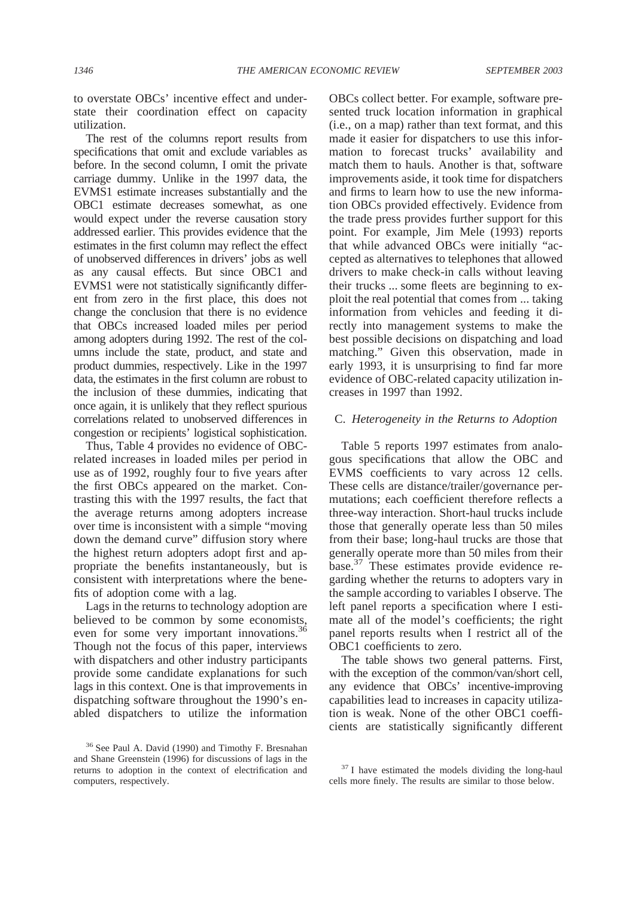to overstate OBCs' incentive effect and understate their coordination effect on capacity utilization.

The rest of the columns report results from specifications that omit and exclude variables as before. In the second column, I omit the private carriage dummy. Unlike in the 1997 data, the EVMS1 estimate increases substantially and the OBC1 estimate decreases somewhat, as one would expect under the reverse causation story addressed earlier. This provides evidence that the estimates in the first column may reflect the effect of unobserved differences in drivers' jobs as well as any causal effects. But since OBC1 and EVMS1 were not statistically significantly different from zero in the first place, this does not change the conclusion that there is no evidence that OBCs increased loaded miles per period among adopters during 1992. The rest of the columns include the state, product, and state and product dummies, respectively. Like in the 1997 data, the estimates in the first column are robust to the inclusion of these dummies, indicating that once again, it is unlikely that they reflect spurious correlations related to unobserved differences in congestion or recipients' logistical sophistication.

Thus, Table 4 provides no evidence of OBC-related increases in loaded miles per period in use as of 1992, roughly four to five years after the first OBCs appeared on the market. Contrasting this with the 1997 results, the fact that the average returns among adopters increase over time is inconsistent with a simple "moving down the demand curve" diffusion story where the highest return adopters adopt first and appropriate the benefits instantaneously, but is consistent with interpretations where the benefits of adoption come with a lag.

Lags in the returns to technology adoption are believed to be common by some economists, even for some very important innovations.[36] Though not the focus of this paper, interviews with dispatchers and other industry participants provide some candidate explanations for such lags in this context. One is that improvements in dispatching software throughout the 1990's enabled dispatchers to utilize the information OBCs collect better. For example, software presented truck location information in graphical (i.e., on a map) rather than text format, and this made it easier for dispatchers to use this information to forecast trucks' availability and match them to hauls. Another is that, software improvements aside, it took time for dispatchers and firms to learn how to use the new information OBCs provided effectively. Evidence from the trade press provides further support for this point. For example, Jim Mele (1993) reports that while advanced OBCs were initially "accepted as alternatives to telephones that allowed drivers to make check-in calls without leaving their trucks ... some fleets are beginning to exploit the real potential that comes from ... taking information from vehicles and feeding it directly into management systems to make the best possible decisions on dispatching and load matching." Given this observation, made in early 1993, it is unsurprising to find far more evidence of OBC-related capacity utilization increases in 1997 than 1992.

### C. *Heterogeneity in the Returns to Adoption*

Table 5 reports 1997 estimates from analogous specifications that allow the OBC and EVMS coefficients to vary across 12 cells. These cells are distance/trailer/governance permutations; each coefficient therefore reflects a three-way interaction. Short-haul trucks include those that generally operate less than 50 miles from their base; long-haul trucks are those that generally operate more than 50 miles from their base.[37] These estimates provide evidence regarding whether the returns to adopters vary in the sample according to variables I observe. The left panel reports a specification where I estimate all of the model's coefficients; the right panel reports results when I restrict all of the OBC1 coefficients to zero.

The table shows two general patterns. First, with the exception of the common/van/short cell, any evidence that OBCs' incentive-improving capabilities lead to increases in capacity utilization is weak. None of the other OBC1 coefficients are statistically significantly different

[36] See Paul A. David (1990) and Timothy F. Bresnahan and Shane Greenstein (1996) for discussions of lags in the returns to adoption in the context of electrification and computers, respectively.

[37] I have estimated the models dividing the long-haul cells more finely. The results are similar to those below.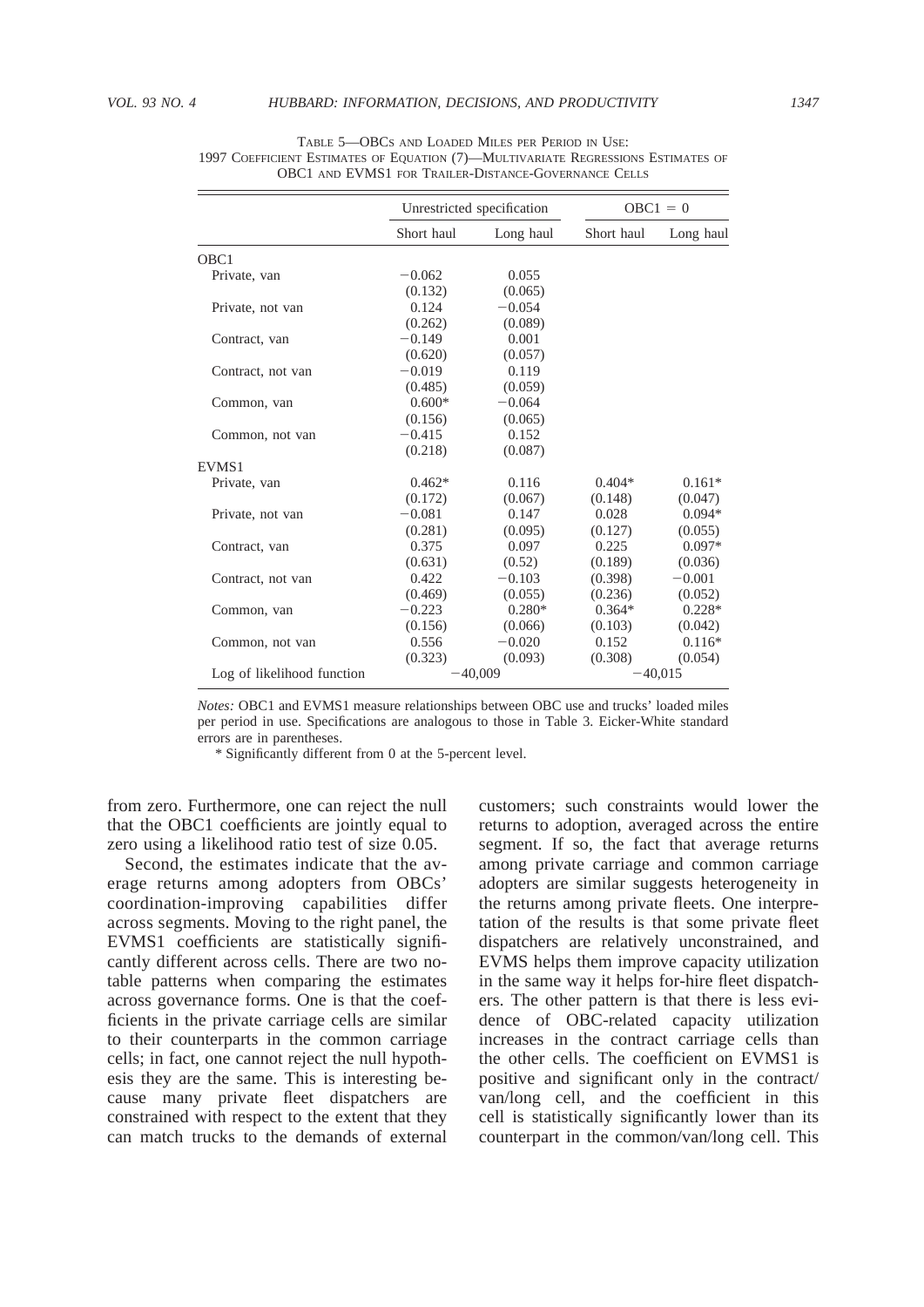TABLE 5—OBCs AND LOADED MILES PER PERIOD IN USE: 1997 COEFFICIENT ESTIMATES OF EQUATION (7)—MULTIVARIATE REGRESSIONS ESTIMATES OF OBC1 AND EVMS1 FOR TRAILER-DISTANCE-GOVERNANCE CELLS

| | Unrestricted specification | | OBC1 = 0 | |
|---|---|---|---|---|
| | Short haul | Long haul | Short haul | Long haul |
| OBC1 | | | | |
| Private, van | −0.062 | 0.055 | | |
| | (0.132) | (0.065) | | |
| Private, not van | 0.124 | −0.054 | | |
| | (0.262) | (0.089) | | |
| Contract, van | −0.149 | 0.001 | | |
| | (0.620) | (0.057) | | |
| Contract, not van | −0.019 | 0.119 | | |
| | (0.485) | (0.059) | | |
| Common, van | 0.600* | −0.064 | | |
| | (0.156) | (0.065) | | |
| Common, not van | −0.415 | 0.152 | | |
| | (0.218) | (0.087) | | |
| EVMS1 | | | | |
| Private, van | 0.462* | 0.116 | 0.404* | 0.161* |
| | (0.172) | (0.067) | (0.148) | (0.047) |
| Private, not van | −0.081 | 0.147 | 0.028 | 0.094* |
| | (0.281) | (0.095) | (0.127) | (0.055) |
| Contract, van | 0.375 | 0.097 | 0.225 | 0.097* |
| | (0.631) | (0.52) | (0.189) | (0.036) |
| Contract, not van | 0.422 | −0.103 | (0.398) | −0.001 |
| | (0.469) | (0.055) | (0.236) | (0.052) |
| Common, van | −0.223 | 0.280* | 0.364* | 0.228* |
| | (0.156) | (0.066) | (0.103) | (0.042) |
| Common, not van | 0.556 | −0.020 | 0.152 | 0.116* |
| | (0.323) | (0.093) | (0.308) | (0.054) |
| Log of likelihood function | −40,009 | | −40,015 | |

*Notes:* OBC1 and EVMS1 measure relationships between OBC use and trucks' loaded miles per period in use. Specifications are analogous to those in Table 3. Eicker-White standard errors are in parentheses.

\* Significantly different from 0 at the 5-percent level.

from zero. Furthermore, one can reject the null that the OBC1 coefficients are jointly equal to zero using a likelihood ratio test of size 0.05.

Second, the estimates indicate that the average returns among adopters from OBCs' coordination-improving capabilities differ across segments. Moving to the right panel, the EVMS1 coefficients are statistically significantly different across cells. There are two notable patterns when comparing the estimates across governance forms. One is that the coefficients in the private carriage cells are similar to their counterparts in the common carriage cells; in fact, one cannot reject the null hypothesis they are the same. This is interesting because many private fleet dispatchers are constrained with respect to the extent that they can match trucks to the demands of external customers; such constraints would lower the returns to adoption, averaged across the entire segment. If so, the fact that average returns among private carriage and common carriage adopters are similar suggests heterogeneity in the returns among private fleets. One interpretation of the results is that some private fleet dispatchers are relatively unconstrained, and EVMS helps them improve capacity utilization in the same way it helps for-hire fleet dispatchers. The other pattern is that there is less evidence of OBC-related capacity utilization increases in the contract carriage cells than the other cells. The coefficient on EVMS1 is positive and significant only in the contract/van/long cell, and the coefficient in this cell is statistically significantly lower than its counterpart in the common/van/long cell. This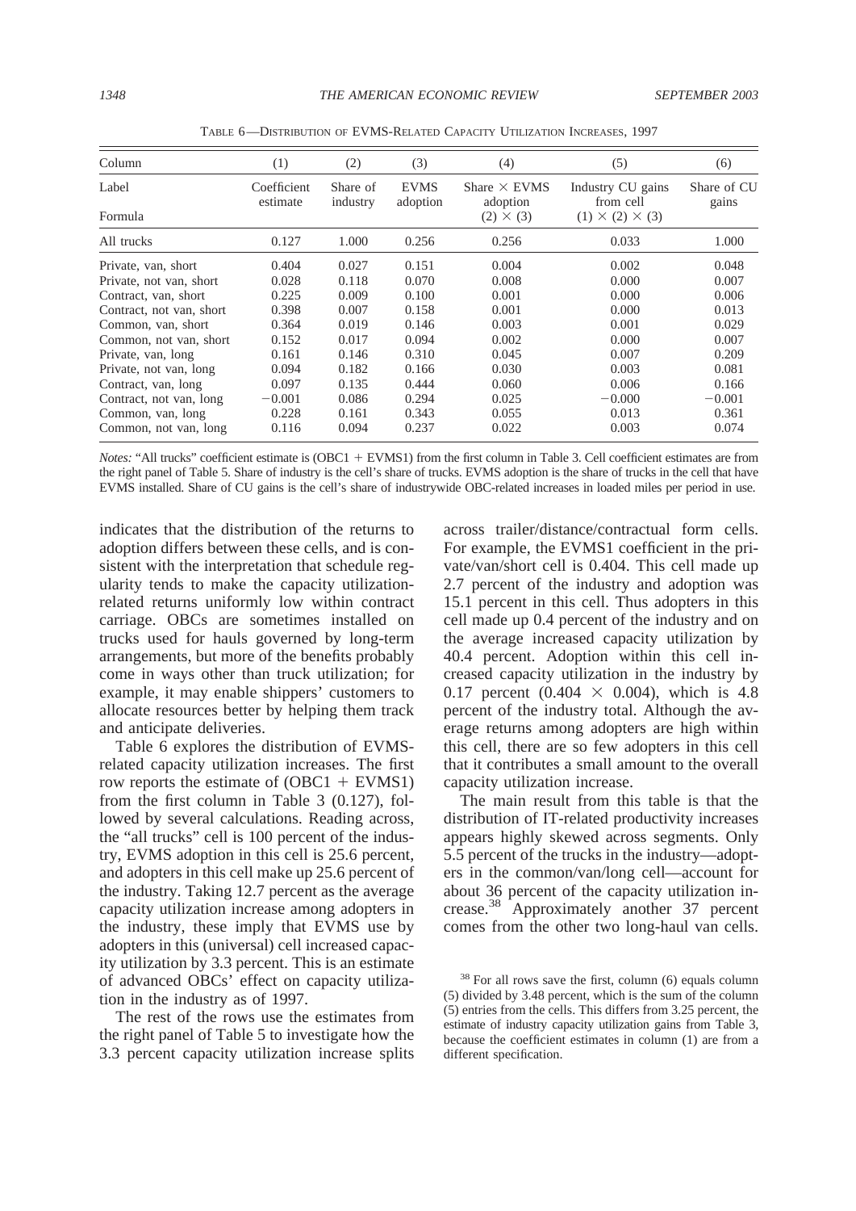TABLE 6—DISTRIBUTION OF EVMS-RELATED CAPACITY UTILIZATION INCREASES, 1997

| Column | (1) | (2) | (3) | (4) | (5) | (6) |
|---|---|---|---|---|---|---|
| Label | Coefficient estimate | Share of industry | EVMS adoption | Share × EVMS adoption | Industry CU gains from cell | Share of CU gains |
| Formula | | | | (2) × (3) | (1) × (2) × (3) | |
| All trucks | 0.127 | 1.000 | 0.256 | 0.256 | 0.033 | 1.000 |
| Private, van, short | 0.404 | 0.027 | 0.151 | 0.004 | 0.002 | 0.048 |
| Private, not van, short | 0.028 | 0.118 | 0.070 | 0.008 | 0.000 | 0.007 |
| Contract, van, short | 0.225 | 0.009 | 0.100 | 0.001 | 0.000 | 0.006 |
| Contract, not van, short | 0.398 | 0.007 | 0.158 | 0.001 | 0.000 | 0.013 |
| Common, van, short | 0.364 | 0.019 | 0.146 | 0.003 | 0.001 | 0.029 |
| Common, not van, short | 0.152 | 0.017 | 0.094 | 0.002 | 0.000 | 0.007 |
| Private, van, long | 0.161 | 0.146 | 0.310 | 0.045 | 0.007 | 0.209 |
| Private, not van, long | 0.094 | 0.182 | 0.166 | 0.030 | 0.003 | 0.081 |
| Contract, van, long | 0.097 | 0.135 | 0.444 | 0.060 | 0.006 | 0.166 |
| Contract, not van, long | −0.001 | 0.086 | 0.294 | 0.025 | −0.000 | −0.001 |
| Common, van, long | 0.228 | 0.161 | 0.343 | 0.055 | 0.013 | 0.361 |
| Common, not van, long | 0.116 | 0.094 | 0.237 | 0.022 | 0.003 | 0.074 |

*Notes:* "All trucks" coefficient estimate is (OBC1 + EVMS1) from the first column in Table 3. Cell coefficient estimates are from the right panel of Table 5. Share of industry is the cell's share of trucks. EVMS adoption is the share of trucks in the cell that have EVMS installed. Share of CU gains is the cell's share of industrywide OBC-related increases in loaded miles per period in use.

indicates that the distribution of the returns to adoption differs between these cells, and is consistent with the interpretation that schedule regularity tends to make the capacity utilization-related returns uniformly low within contract carriage. OBCs are sometimes installed on trucks used for hauls governed by long-term arrangements, but more of the benefits probably come in ways other than truck utilization; for example, it may enable shippers' customers to allocate resources better by helping them track and anticipate deliveries.

Table 6 explores the distribution of EVMS-related capacity utilization increases. The first row reports the estimate of (OBC1 + EVMS1) from the first column in Table 3 (0.127), followed by several calculations. Reading across, the "all trucks" cell is 100 percent of the industry, EVMS adoption in this cell is 25.6 percent, and adopters in this cell make up 25.6 percent of the industry. Taking 12.7 percent as the average capacity utilization increase among adopters in the industry, these imply that EVMS use by adopters in this (universal) cell increased capacity utilization by 3.3 percent. This is an estimate of advanced OBCs' effect on capacity utilization in the industry as of 1997.

The rest of the rows use the estimates from the right panel of Table 5 to investigate how the 3.3 percent capacity utilization increase splits across trailer/distance/contractual form cells. For example, the EVMS1 coefficient in the private/van/short cell is 0.404. This cell made up 2.7 percent of the industry and adoption was 15.1 percent in this cell. Thus adopters in this cell made up 0.4 percent of the industry and on the average increased capacity utilization by 40.4 percent. Adoption within this cell increased capacity utilization in the industry by 0.17 percent ($0.404 \times 0.004$), which is 4.8 percent of the industry total. Although the average returns among adopters are high within this cell, there are so few adopters in this cell that it contributes a small amount to the overall capacity utilization increase.

The main result from this table is that the distribution of IT-related productivity increases appears highly skewed across segments. Only 5.5 percent of the trucks in the industry—adopters in the common/van/long cell—account for about 36 percent of the capacity utilization increase.[38] Approximately another 37 percent comes from the other two long-haul van cells.

[38] For all rows save the first, column (6) equals column (5) divided by 3.48 percent, which is the sum of the column (5) entries from the cells. This differs from 3.25 percent, the estimate of industry capacity utilization gains from Table 3, because the coefficient estimates in column (1) are from a different specification.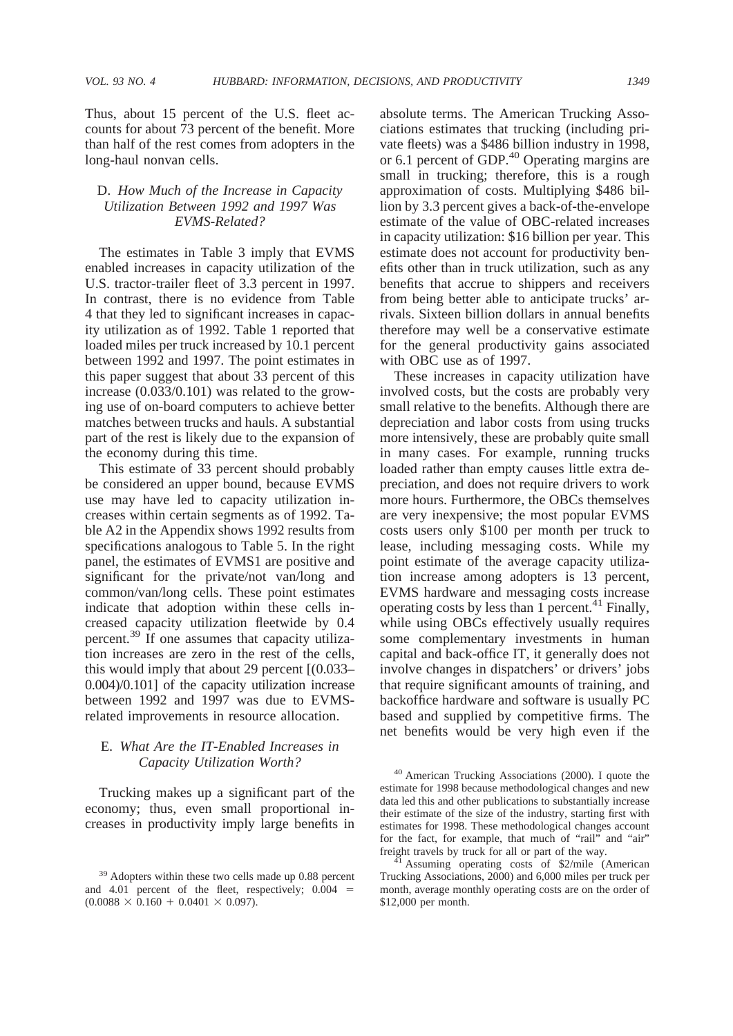Thus, about 15 percent of the U.S. fleet accounts for about 73 percent of the benefit. More than half of the rest comes from adopters in the long-haul nonvan cells.

### D. *How Much of the Increase in Capacity Utilization Between 1992 and 1997 Was EVMS-Related?*

The estimates in Table 3 imply that EVMS enabled increases in capacity utilization of the U.S. tractor-trailer fleet of 3.3 percent in 1997. In contrast, there is no evidence from Table 4 that they led to significant increases in capacity utilization as of 1992. Table 1 reported that loaded miles per truck increased by 10.1 percent between 1992 and 1997. The point estimates in this paper suggest that about 33 percent of this increase (0.033/0.101) was related to the growing use of on-board computers to achieve better matches between trucks and hauls. A substantial part of the rest is likely due to the expansion of the economy during this time.

This estimate of 33 percent should probably be considered an upper bound, because EVMS use may have led to capacity utilization increases within certain segments as of 1992. Table A2 in the Appendix shows 1992 results from specifications analogous to Table 5. In the right panel, the estimates of EVMS1 are positive and significant for the private/not van/long and common/van/long cells. These point estimates indicate that adoption within these cells increased capacity utilization fleetwide by 0.4 percent.[39] If one assumes that capacity utilization increases are zero in the rest of the cells, this would imply that about 29 percent [(0.033–0.004)/0.101] of the capacity utilization increase between 1992 and 1997 was due to EVMS-related improvements in resource allocation.

### E. *What Are the IT-Enabled Increases in Capacity Utilization Worth?*

Trucking makes up a significant part of the economy; thus, even small proportional increases in productivity imply large benefits in absolute terms. The American Trucking Associations estimates that trucking (including private fleets) was a \$486 billion industry in 1998, or 6.1 percent of GDP.[40] Operating margins are small in trucking; therefore, this is a rough approximation of costs. Multiplying \$486 billion by 3.3 percent gives a back-of-the-envelope estimate of the value of OBC-related increases in capacity utilization: \$16 billion per year. This estimate does not account for productivity benefits other than in truck utilization, such as any benefits that accrue to shippers and receivers from being better able to anticipate trucks' arrivals. Sixteen billion dollars in annual benefits therefore may well be a conservative estimate for the general productivity gains associated with OBC use as of 1997.

These increases in capacity utilization have involved costs, but the costs are probably very small relative to the benefits. Although there are depreciation and labor costs from using trucks more intensively, these are probably quite small in many cases. For example, running trucks loaded rather than empty causes little extra depreciation, and does not require drivers to work more hours. Furthermore, the OBCs themselves are very inexpensive; the most popular EVMS costs users only \$100 per month per truck to lease, including messaging costs. While my point estimate of the average capacity utilization increase among adopters is 13 percent, EVMS hardware and messaging costs increase operating costs by less than 1 percent.[41] Finally, while using OBCs effectively usually requires some complementary investments in human capital and back-office IT, it generally does not involve changes in dispatchers' or drivers' jobs that require significant amounts of training, and backoffice hardware and software is usually PC based and supplied by competitive firms. The net benefits would be very high even if the

---

[39] Adopters within these two cells made up 0.88 percent and 4.01 percent of the fleet, respectively; $0.004 = (0.0088 \times 0.160 + 0.0401 \times 0.097)$.

[40] American Trucking Associations (2000). I quote the estimate for 1998 because methodological changes and new data led this and other publications to substantially increase their estimate of the size of the industry, starting first with estimates for 1998. These methodological changes account for the fact, for example, that much of "rail" and "air" freight travels by truck for all or part of the way.

[41] Assuming operating costs of \$2/mile (American Trucking Associations, 2000) and 6,000 miles per truck per month, average monthly operating costs are on the order of \$12,000 per month.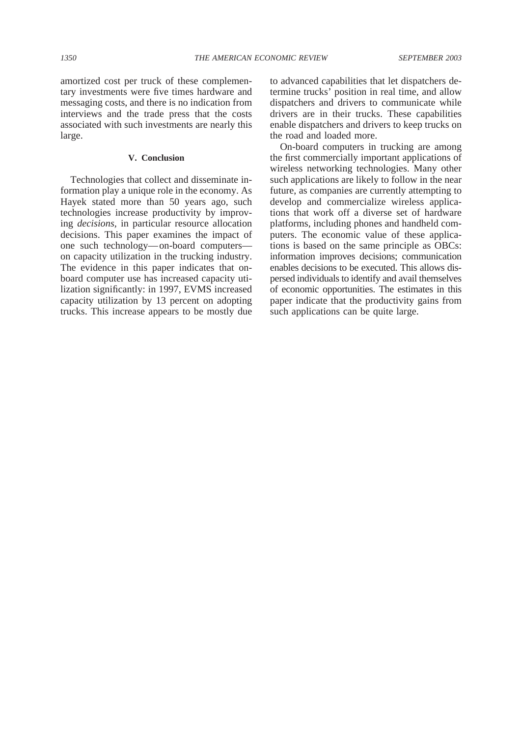amortized cost per truck of these complementary investments were five times hardware and messaging costs, and there is no indication from interviews and the trade press that the costs associated with such investments are nearly this large.

## V. Conclusion

Technologies that collect and disseminate information play a unique role in the economy. As Hayek stated more than 50 years ago, such technologies increase productivity by improving *decisions*, in particular resource allocation decisions. This paper examines the impact of one such technology—on-board computers—on capacity utilization in the trucking industry. The evidence in this paper indicates that on-board computer use has increased capacity utilization significantly: in 1997, EVMS increased capacity utilization by 13 percent on adopting trucks. This increase appears to be mostly due to advanced capabilities that let dispatchers determine trucks' position in real time, and allow dispatchers and drivers to communicate while drivers are in their trucks. These capabilities enable dispatchers and drivers to keep trucks on the road and loaded more.

On-board computers in trucking are among the first commercially important applications of wireless networking technologies. Many other such applications are likely to follow in the near future, as companies are currently attempting to develop and commercialize wireless applications that work off a diverse set of hardware platforms, including phones and handheld computers. The economic value of these applications is based on the same principle as OBCs: information improves decisions; communication enables decisions to be executed. This allows dispersed individuals to identify and avail themselves of economic opportunities. The estimates in this paper indicate that the productivity gains from such applications can be quite large.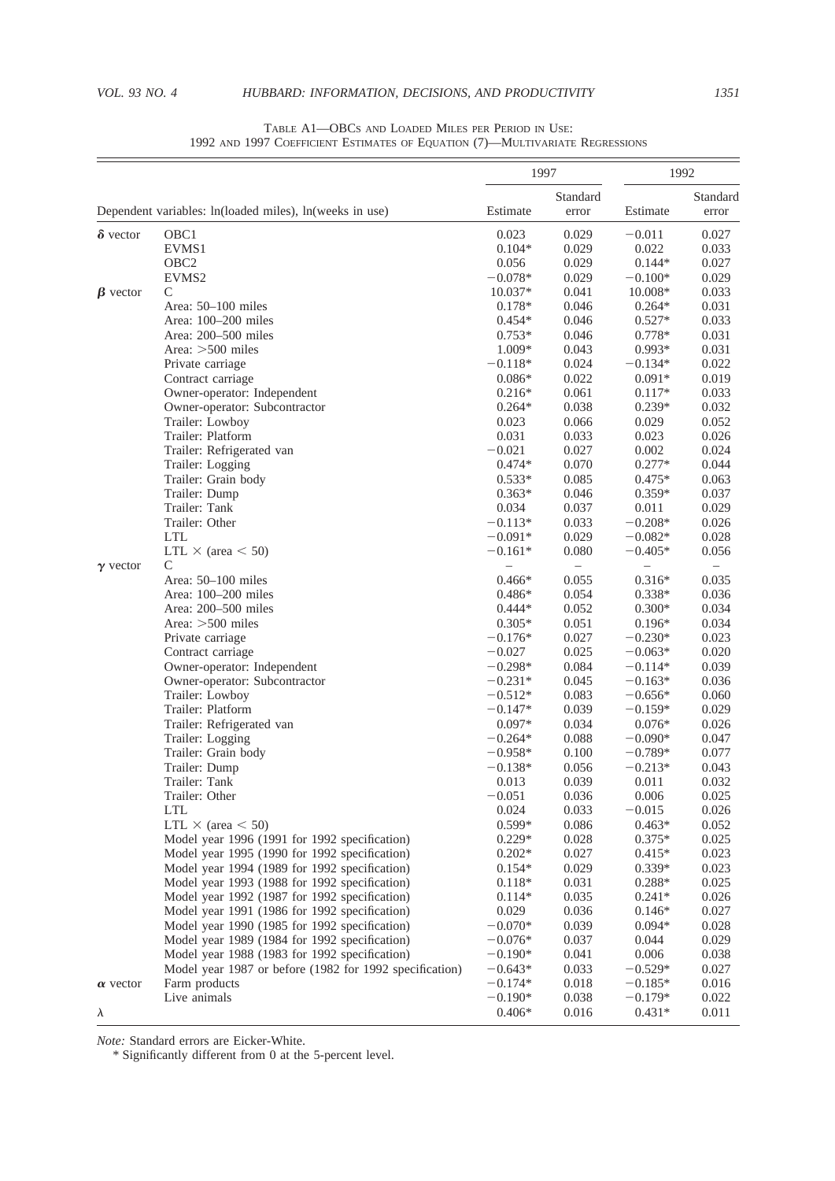TABLE A1—OBCs AND LOADED MILES PER PERIOD IN USE: 1992 AND 1997 COEFFICIENT ESTIMATES OF EQUATION (7)—MULTIVARIATE REGRESSIONS

| | | 1997 | | 1992 | |
|---|---|---|---|---|---|
| Dependent variables: ln(loaded miles), ln(weeks in use) | | Estimate | Standard error | Estimate | Standard error |
| $\boldsymbol{\delta}$ vector | OBC1 | 0.023 | 0.029 | −0.011 | 0.027 |
| | EVMS1 | 0.104* | 0.029 | 0.022 | 0.033 |
| | OBC2 | 0.056 | 0.029 | 0.144* | 0.027 |
| | EVMS2 | −0.078* | 0.029 | −0.100* | 0.029 |
| $\boldsymbol{\beta}$ vector | C | 10.037* | 0.041 | 10.008* | 0.033 |
| | Area: 50–100 miles | 0.178* | 0.046 | 0.264* | 0.031 |
| | Area: 100–200 miles | 0.454* | 0.046 | 0.527* | 0.033 |
| | Area: 200–500 miles | 0.753* | 0.046 | 0.778* | 0.031 |
| | Area: >500 miles | 1.009* | 0.043 | 0.993* | 0.031 |
| | Private carriage | −0.118* | 0.024 | −0.134* | 0.022 |
| | Contract carriage | 0.086* | 0.022 | 0.091* | 0.019 |
| | Owner-operator: Independent | 0.216* | 0.061 | 0.117* | 0.033 |
| | Owner-operator: Subcontractor | 0.264* | 0.038 | 0.239* | 0.032 |
| | Trailer: Lowboy | 0.023 | 0.066 | 0.029 | 0.052 |
| | Trailer: Platform | 0.031 | 0.033 | 0.023 | 0.026 |
| | Trailer: Refrigerated van | −0.021 | 0.027 | 0.002 | 0.024 |
| | Trailer: Logging | 0.474* | 0.070 | 0.277* | 0.044 |
| | Trailer: Grain body | 0.533* | 0.085 | 0.475* | 0.063 |
| | Trailer: Dump | 0.363* | 0.046 | 0.359* | 0.037 |
| | Trailer: Tank | 0.034 | 0.037 | 0.011 | 0.029 |
| | Trailer: Other | −0.113* | 0.033 | −0.208* | 0.026 |
| | LTL | −0.091* | 0.029 | −0.082* | 0.028 |
| | LTL × (area < 50) | −0.161* | 0.080 | −0.405* | 0.056 |
| $\boldsymbol{\gamma}$ vector | C | – | – | – | – |
| | Area: 50–100 miles | 0.466* | 0.055 | 0.316* | 0.035 |
| | Area: 100–200 miles | 0.486* | 0.054 | 0.338* | 0.036 |
| | Area: 200–500 miles | 0.444* | 0.052 | 0.300* | 0.034 |
| | Area: >500 miles | 0.305* | 0.051 | 0.196* | 0.034 |
| | Private carriage | −0.176* | 0.027 | −0.230* | 0.023 |
| | Contract carriage | −0.027 | 0.025 | −0.063* | 0.020 |
| | Owner-operator: Independent | −0.298* | 0.084 | −0.114* | 0.039 |
| | Owner-operator: Subcontractor | −0.231* | 0.045 | −0.163* | 0.036 |
| | Trailer: Lowboy | −0.512* | 0.083 | −0.656* | 0.060 |
| | Trailer: Platform | −0.147* | 0.039 | −0.159* | 0.029 |
| | Trailer: Refrigerated van | 0.097* | 0.034 | 0.076* | 0.026 |
| | Trailer: Logging | −0.264* | 0.088 | −0.090* | 0.047 |
| | Trailer: Grain body | −0.958* | 0.100 | −0.789* | 0.077 |
| | Trailer: Dump | −0.138* | 0.056 | −0.213* | 0.043 |
| | Trailer: Tank | 0.013 | 0.039 | 0.011 | 0.032 |
| | Trailer: Other | −0.051 | 0.036 | 0.006 | 0.025 |
| | LTL | 0.024 | 0.033 | −0.015 | 0.026 |
| | LTL × (area < 50) | 0.599* | 0.086 | 0.463* | 0.052 |
| | Model year 1996 (1991 for 1992 specification) | 0.229* | 0.028 | 0.375* | 0.025 |
| | Model year 1995 (1990 for 1992 specification) | 0.202* | 0.027 | 0.415* | 0.023 |
| | Model year 1994 (1989 for 1992 specification) | 0.154* | 0.029 | 0.339* | 0.023 |
| | Model year 1993 (1988 for 1992 specification) | 0.118* | 0.031 | 0.288* | 0.025 |
| | Model year 1992 (1987 for 1992 specification) | 0.114* | 0.035 | 0.241* | 0.026 |
| | Model year 1991 (1986 for 1992 specification) | 0.029 | 0.036 | 0.146* | 0.027 |
| | Model year 1990 (1985 for 1992 specification) | −0.070* | 0.039 | 0.094* | 0.028 |
| | Model year 1989 (1984 for 1992 specification) | −0.076* | 0.037 | 0.044 | 0.029 |
| | Model year 1988 (1983 for 1992 specification) | −0.190* | 0.041 | 0.006 | 0.038 |
| | Model year 1987 or before (1982 for 1992 specification) | −0.643* | 0.033 | −0.529* | 0.027 |
| $\boldsymbol{\alpha}$ vector | Farm products | −0.174* | 0.018 | −0.185* | 0.016 |
| | Live animals | −0.190* | 0.038 | −0.179* | 0.022 |
| $\lambda$ | | 0.406* | 0.016 | 0.431* | 0.011 |

*Note:* Standard errors are Eicker-White.

\* Significantly different from 0 at the 5-percent level.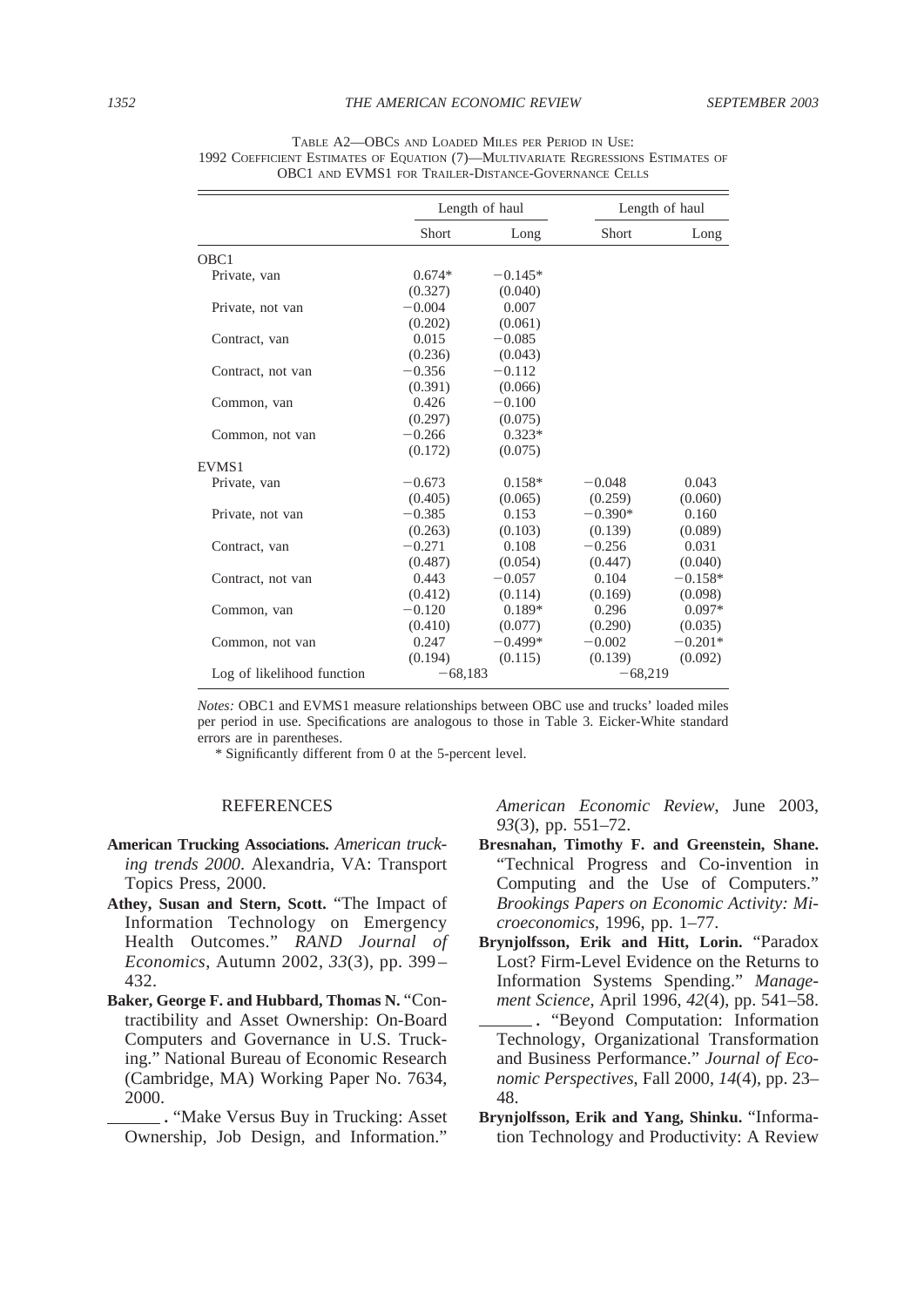Table A2—OBCs and Loaded Miles per Period in Use: 1992 Coefficient Estimates of Equation (7)—Multivariate Regressions Estimates of OBC1 and EVMS1 for Trailer-Distance-Governance Cells

| | Length of haul | | Length of haul | |
|---|---|---|---|---|
| | Short | Long | Short | Long |
| OBC1 | | | | |
| Private, van | 0.674* | −0.145* | | |
| | (0.327) | (0.040) | | |
| Private, not van | −0.004 | 0.007 | | |
| | (0.202) | (0.061) | | |
| Contract, van | 0.015 | −0.085 | | |
| | (0.236) | (0.043) | | |
| Contract, not van | −0.356 | −0.112 | | |
| | (0.391) | (0.066) | | |
| Common, van | 0.426 | −0.100 | | |
| | (0.297) | (0.075) | | |
| Common, not van | −0.266 | 0.323* | | |
| | (0.172) | (0.075) | | |
| EVMS1 | | | | |
| Private, van | −0.673 | 0.158* | −0.048 | 0.043 |
| | (0.405) | (0.065) | (0.259) | (0.060) |
| Private, not van | −0.385 | 0.153 | −0.390* | 0.160 |
| | (0.263) | (0.103) | (0.139) | (0.089) |
| Contract, van | −0.271 | 0.108 | −0.256 | 0.031 |
| | (0.487) | (0.054) | (0.447) | (0.040) |
| Contract, not van | 0.443 | −0.057 | 0.104 | −0.158* |
| | (0.412) | (0.114) | (0.169) | (0.098) |
| Common, van | −0.120 | 0.189* | 0.296 | 0.097* |
| | (0.410) | (0.077) | (0.290) | (0.035) |
| Common, not van | 0.247 | −0.499* | −0.002 | −0.201* |
| | (0.194) | (0.115) | (0.139) | (0.092) |
| Log of likelihood function | −68,183 | | −68,219 | |

*Notes:* OBC1 and EVMS1 measure relationships between OBC use and trucks' loaded miles per period in use. Specifications are analogous to those in Table 3. Eicker-White standard errors are in parentheses.

\* Significantly different from 0 at the 5-percent level.

## REFERENCES

**American Trucking Associations.** *American trucking trends 2000*. Alexandria, VA: Transport Topics Press, 2000.

**Athey, Susan and Stern, Scott.** "The Impact of Information Technology on Emergency Health Outcomes." *RAND Journal of Economics*, Autumn 2002, *33*(3), pp. 399–432.

**Baker, George F. and Hubbard, Thomas N.** "Contractibility and Asset Ownership: On-Board Computers and Governance in U.S. Trucking." National Bureau of Economic Research (Cambridge, MA) Working Paper No. 7634, 2000.

______. "Make Versus Buy in Trucking: Asset Ownership, Job Design, and Information." *American Economic Review*, June 2003, *93*(3), pp. 551–72.

**Bresnahan, Timothy F. and Greenstein, Shane.** "Technical Progress and Co-invention in Computing and the Use of Computers." *Brookings Papers on Economic Activity: Microeconomics*, 1996, pp. 1–77.

**Brynjolfsson, Erik and Hitt, Lorin.** "Paradox Lost? Firm-Level Evidence on the Returns to Information Systems Spending." *Management Science*, April 1996, *42*(4), pp. 541–58.

______. "Beyond Computation: Information Technology, Organizational Transformation and Business Performance." *Journal of Economic Perspectives*, Fall 2000, *14*(4), pp. 23–48.

**Brynjolfsson, Erik and Yang, Shinku.** "Information Technology and Productivity: A Review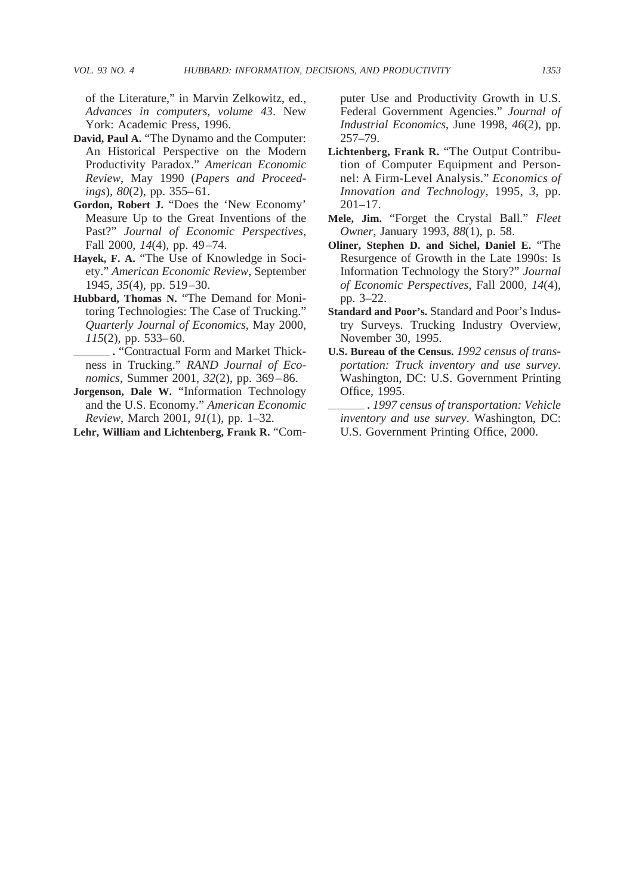of the Literature," in Marvin Zelkowitz, ed., *Advances in computers, volume 43*. New York: Academic Press, 1996.

**David, Paul A.** "The Dynamo and the Computer: An Historical Perspective on the Modern Productivity Paradox." *American Economic Review*, May 1990 (*Papers and Proceedings*), *80*(2), pp. 355–61.

**Gordon, Robert J.** "Does the 'New Economy' Measure Up to the Great Inventions of the Past?" *Journal of Economic Perspectives*, Fall 2000, *14*(4), pp. 49–74.

**Hayek, F. A.** "The Use of Knowledge in Society." *American Economic Review*, September 1945, *35*(4), pp. 519–30.

**Hubbard, Thomas N.** "The Demand for Monitoring Technologies: The Case of Trucking." *Quarterly Journal of Economics*, May 2000, *115*(2), pp. 533–60.

______ **.** "Contractual Form and Market Thickness in Trucking." *RAND Journal of Economics*, Summer 2001, *32*(2), pp. 369–86.

**Jorgenson, Dale W.** "Information Technology and the U.S. Economy." *American Economic Review*, March 2001, *91*(1), pp. 1–32.

**Lehr, William and Lichtenberg, Frank R.** "Computer Use and Productivity Growth in U.S. Federal Government Agencies." *Journal of Industrial Economics*, June 1998, *46*(2), pp. 257–79.

**Lichtenberg, Frank R.** "The Output Contribution of Computer Equipment and Personnel: A Firm-Level Analysis." *Economics of Innovation and Technology*, 1995, *3*, pp. 201–17.

**Mele, Jim.** "Forget the Crystal Ball." *Fleet Owner*, January 1993, *88*(1), p. 58.

**Oliner, Stephen D. and Sichel, Daniel E.** "The Resurgence of Growth in the Late 1990s: Is Information Technology the Story?" *Journal of Economic Perspectives*, Fall 2000, *14*(4), pp. 3–22.

**Standard and Poor's.** Standard and Poor's Industry Surveys. Trucking Industry Overview, November 30, 1995.

**U.S. Bureau of the Census.** *1992 census of transportation: Truck inventory and use survey*. Washington, DC: U.S. Government Printing Office, 1995.

______ **.** *1997 census of transportation: Vehicle inventory and use survey*. Washington, DC: U.S. Government Printing Office, 2000.